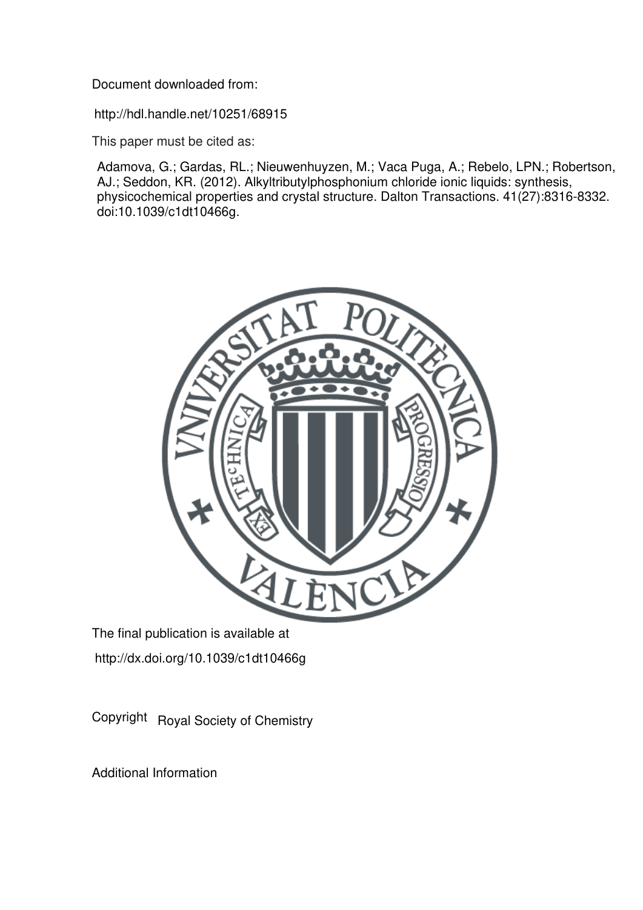Document downloaded from:

http://hdl.handle.net/10251/68915

This paper must be cited as:

Adamova, G.; Gardas, RL.; Nieuwenhuyzen, M.; Vaca Puga, A.; Rebelo, LPN.; Robertson, AJ.; Seddon, KR. (2012). Alkyltributylphosphonium chloride ionic liquids: synthesis, physicochemical properties and crystal structure. Dalton Transactions. 41(27):8316-8332. doi:10.1039/c1dt10466g.

The final publication is available at

http://dx.doi.org/10.1039/c1dt10466g

Copyright Royal Society of Chemistry

Additional Information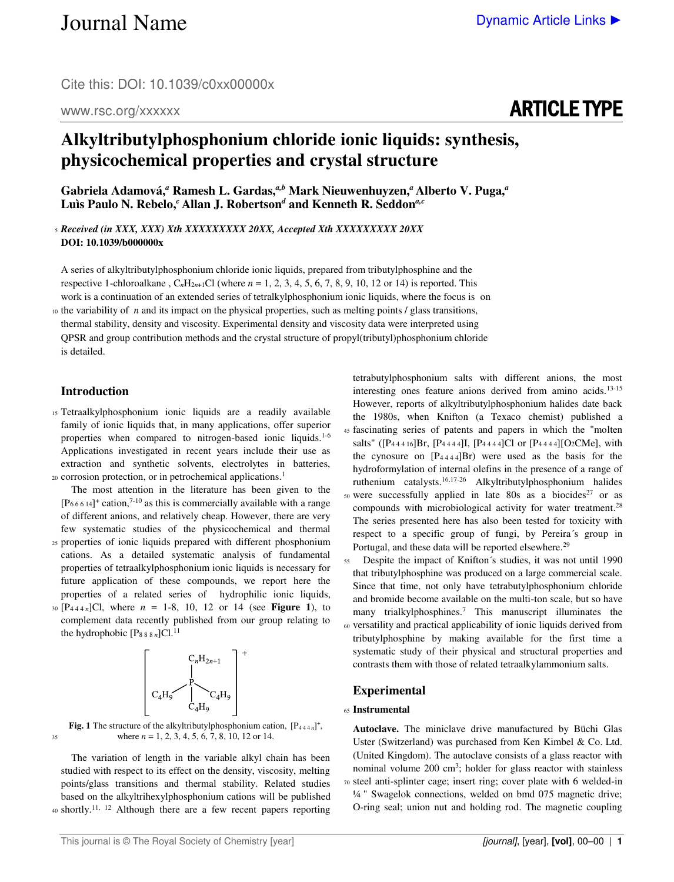# Alkyltributylphosphonium chloride ionic liquids: synthesis, physicochemical properties and crystal structure

**Gabriela Adamová,[a] Ramesh L. Gardas,[a,b] Mark Nieuwenhuyzen,[a] Alberto V. Puga,[a] Luìs Paulo N. Rebelo,[c] Allan J. Robertson[d] and Kenneth R. Seddon[a,c]**

***Received (in XXX, XXX) Xth XXXXXXXXX 20XX, Accepted Xth XXXXXXXXX 20XX***
**DOI: 10.1039/b000000x**

A series of alkyltributylphosphonium chloride ionic liquids, prepared from tributylphosphine and the respective 1-chloroalkane , $C_nH_{2n+1}Cl$ (where $n$ = 1, 2, 3, 4, 5, 6, 7, 8, 9, 10, 12 or 14) is reported. This work is a continuation of an extended series of tetralkylphosphonium ionic liquids, where the focus is on the variability of $n$ and its impact on the physical properties, such as melting points / glass transitions, thermal stability, density and viscosity. Experimental density and viscosity data were interpreted using QPSR and group contribution methods and the crystal structure of propyl(tributyl)phosphonium chloride is detailed.

## Introduction

Tetraalkylphosphonium ionic liquids are a readily available family of ionic liquids that, in many applications, offer superior properties when compared to nitrogen-based ionic liquids.[1-6] Applications investigated in recent years include their use as extraction and synthetic solvents, electrolytes in batteries, corrosion protection, or in petrochemical applications.[1]

The most attention in the literature has been given to the $[P_{6\,6\,6\,14}]^+$ cation,[7-10] as this is commercially available with a range of different anions, and relatively cheap. However, there are very few systematic studies of the physicochemical and thermal properties of ionic liquids prepared with different phosphonium cations. As a detailed systematic analysis of fundamental properties of tetraalkylphosphonium ionic liquids is necessary for future application of these compounds, we report here the properties of a related series of hydrophilic ionic liquids, $[P_{4\,4\,4\,n}]$Cl, where $n$ = 1-8, 10, 12 or 14 (see **Figure 1**), to complement data recently published from our group relating to the hydrophobic $[P_{8\,8\,8\,n}]$Cl.[11]

**Fig. 1** The structure of the alkyltributylphosphonium cation, $[P_{4\,4\,4\,n}]^+$, where $n$ = 1, 2, 3, 4, 5, 6, 7, 8, 10, 12 or 14.

The variation of length in the variable alkyl chain has been studied with respect to its effect on the density, viscosity, melting points/glass transitions and thermal stability. Related studies based on the alkyltrihexylphosphonium cations will be published shortly.[11, 12] Although there are a few recent papers reporting tetrabutylphosphonium salts with different anions, the most interesting ones feature anions derived from amino acids.[13-15] However, reports of alkyltributylphosphonium halides date back the 1980s, when Knifton (a Texaco chemist) published a fascinating series of patents and papers in which the "molten salts" ($[P_{4\,4\,4\,16}]$Br, $[P_{4\,4\,4\,4}]$I, $[P_{4\,4\,4\,4}]$Cl or $[P_{4\,4\,4\,4}][O_2CMe]$, with the cynosure on $[P_{4\,4\,4\,4}]$Br) were used as the basis for the hydroformylation of internal olefins in the presence of a range of ruthenium catalysts.[16,17-26] Alkyltributylphosphonium halides were successfully applied in late 80s as a biocides[27] or as compounds with microbiological activity for water treatment.[28] The series presented here has also been tested for toxicity with respect to a specific group of fungi, by Pereira´s group in Portugal, and these data will be reported elsewhere.[29]

Despite the impact of Knifton´s studies, it was not until 1990 that tributylphosphine was produced on a large commercial scale. Since that time, not only have tetrabutylphosphonium chloride and bromide become available on the multi-ton scale, but so have many trialkylphosphines.[7] This manuscript illuminates the versatility and practical applicability of ionic liquids derived from tributylphosphine by making available for the first time a systematic study of their physical and structural properties and contrasts them with those of related tetraalkylammonium salts.

## Experimental

### Instrumental

**Autoclave.** The miniclave drive manufactured by Büchi Glas Uster (Switzerland) was purchased from Ken Kimbel & Co. Ltd. (United Kingdom). The autoclave consists of a glass reactor with nominal volume 200 cm$^3$; holder for glass reactor with stainless steel anti-splinter cage; insert ring; cover plate with 6 welded-in ¼ " Swagelok connections, welded on bmd 075 magnetic drive; O-ring seal; union nut and holding rod. The magnetic coupling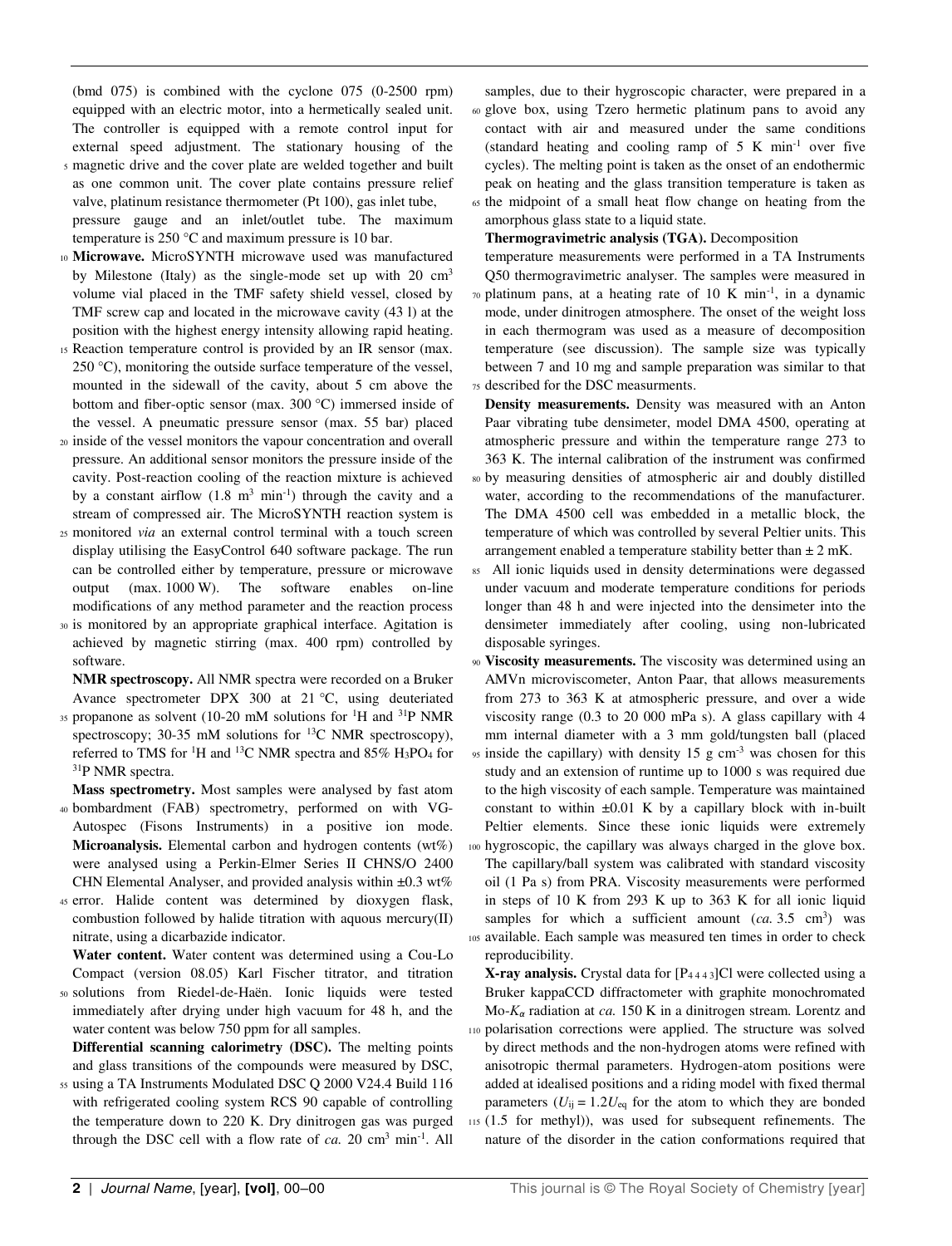(bmd 075) is combined with the cyclone 075 (0-2500 rpm) equipped with an electric motor, into a hermetically sealed unit. The controller is equipped with a remote control input for external speed adjustment. The stationary housing of the magnetic drive and the cover plate are welded together and built as one common unit. The cover plate contains pressure relief valve, platinum resistance thermometer (Pt 100), gas inlet tube, pressure gauge and an inlet/outlet tube. The maximum temperature is 250 °C and maximum pressure is 10 bar.

**Microwave.** MicroSYNTH microwave used was manufactured by Milestone (Italy) as the single-mode set up with 20 cm$^3$ volume vial placed in the TMF safety shield vessel, closed by TMF screw cap and located in the microwave cavity (43 l) at the position with the highest energy intensity allowing rapid heating. Reaction temperature control is provided by an IR sensor (max. 250 °C), monitoring the outside surface temperature of the vessel, mounted in the sidewall of the cavity, about 5 cm above the bottom and fiber-optic sensor (max. 300 °C) immersed inside of the vessel. A pneumatic pressure sensor (max. 55 bar) placed inside of the vessel monitors the vapour concentration and overall pressure. An additional sensor monitors the pressure inside of the cavity. Post-reaction cooling of the reaction mixture is achieved by a constant airflow (1.8 m$^3$ min$^{-1}$) through the cavity and a stream of compressed air. The MicroSYNTH reaction system is monitored *via* an external control terminal with a touch screen display utilising the EasyControl 640 software package. The run can be controlled either by temperature, pressure or microwave output (max. 1000 W). The software enables on-line modifications of any method parameter and the reaction process is monitored by an appropriate graphical interface. Agitation is achieved by magnetic stirring (max. 400 rpm) controlled by software.

**NMR spectroscopy.** All NMR spectra were recorded on a Bruker Avance spectrometer DPX 300 at 21 °C, using deuteriated propanone as solvent (10-20 mM solutions for $^1$H and $^{31}$P NMR spectroscopy; 30-35 mM solutions for $^{13}$C NMR spectroscopy), referred to TMS for $^1$H and $^{13}$C NMR spectra and 85% $H_3PO_4$ for $^{31}$P NMR spectra.

**Mass spectrometry.** Most samples were analysed by fast atom bombardment (FAB) spectrometry, performed on with VG-Autospec (Fisons Instruments) in a positive ion mode.

**Microanalysis.** Elemental carbon and hydrogen contents (wt%) were analysed using a Perkin-Elmer Series II CHNS/O 2400 CHN Elemental Analyser, and provided analysis within ±0.3 wt% error. Halide content was determined by dioxygen flask, combustion followed by halide titration with aquous mercury(II) nitrate, using a dicarbazide indicator.

**Water content.** Water content was determined using a Cou-Lo Compact (version 08.05) Karl Fischer titrator, and titration solutions from Riedel-de-Haën. Ionic liquids were tested immediately after drying under high vacuum for 48 h, and the water content was below 750 ppm for all samples.

**Differential scanning calorimetry (DSC).** The melting points and glass transitions of the compounds were measured by DSC, using a TA Instruments Modulated DSC Q 2000 V24.4 Build 116 with refrigerated cooling system RCS 90 capable of controlling the temperature down to 220 K. Dry dinitrogen gas was purged through the DSC cell with a flow rate of *ca.* 20 cm$^3$ min$^{-1}$. All samples, due to their hygroscopic character, were prepared in a glove box, using Tzero hermetic platinum pans to avoid any contact with air and measured under the same conditions (standard heating and cooling ramp of 5 K min$^{-1}$ over five cycles). The melting point is taken as the onset of an endothermic peak on heating and the glass transition temperature is taken as the midpoint of a small heat flow change on heating from the amorphous glass state to a liquid state.

**Thermogravimetric analysis (TGA).** Decomposition temperature measurements were performed in a TA Instruments Q50 thermogravimetric analyser. The samples were measured in platinum pans, at a heating rate of 10 K min$^{-1}$, in a dynamic mode, under dinitrogen atmosphere. The onset of the weight loss in each thermogram was used as a measure of decomposition temperature (see discussion). The sample size was typically between 7 and 10 mg and sample preparation was similar to that described for the DSC measurments.

**Density measurements.** Density was measured with an Anton Paar vibrating tube densimeter, model DMA 4500, operating at atmospheric pressure and within the temperature range 273 to 363 K. The internal calibration of the instrument was confirmed by measuring densities of atmospheric air and doubly distilled water, according to the recommendations of the manufacturer. The DMA 4500 cell was embedded in a metallic block, the temperature of which was controlled by several Peltier units. This arrangement enabled a temperature stability better than ± 2 mK.

All ionic liquids used in density determinations were degassed under vacuum and moderate temperature conditions for periods longer than 48 h and were injected into the densimeter into the densimeter immediately after cooling, using non-lubricated disposable syringes.

**Viscosity measurements.** The viscosity was determined using an AMVn microviscometer, Anton Paar, that allows measurements from 273 to 363 K at atmospheric pressure, and over a wide viscosity range (0.3 to 20 000 mPa s). A glass capillary with 4 mm internal diameter with a 3 mm gold/tungsten ball (placed inside the capillary) with density 15 g cm$^{-3}$ was chosen for this study and an extension of runtime up to 1000 s was required due to the high viscosity of each sample. Temperature was maintained constant to within ±0.01 K by a capillary block with in-built Peltier elements. Since these ionic liquids were extremely hygroscopic, the capillary was always charged in the glove box. The capillary/ball system was calibrated with standard viscosity oil (1 Pa s) from PRA. Viscosity measurements were performed in steps of 10 K from 293 K up to 363 K for all ionic liquid samples for which a sufficient amount (*ca.* 3.5 cm$^3$) was available. Each sample was measured ten times in order to check reproducibility.

**X-ray analysis.** Crystal data for [$P_{4\,4\,4\,3}$]Cl were collected using a Bruker kappaCCD diffractometer with graphite monochromated Mo-$K_\alpha$ radiation at *ca.* 150 K in a dinitrogen stream. Lorentz and polarisation corrections were applied. The structure was solved by direct methods and the non-hydrogen atoms were refined with anisotropic thermal parameters. Hydrogen-atom positions were added at idealised positions and a riding model with fixed thermal parameters ($U_{ij} = 1.2U_{eq}$ for the atom to which they are bonded (1.5 for methyl)), was used for subsequent refinements. The nature of the disorder in the cation conformations required that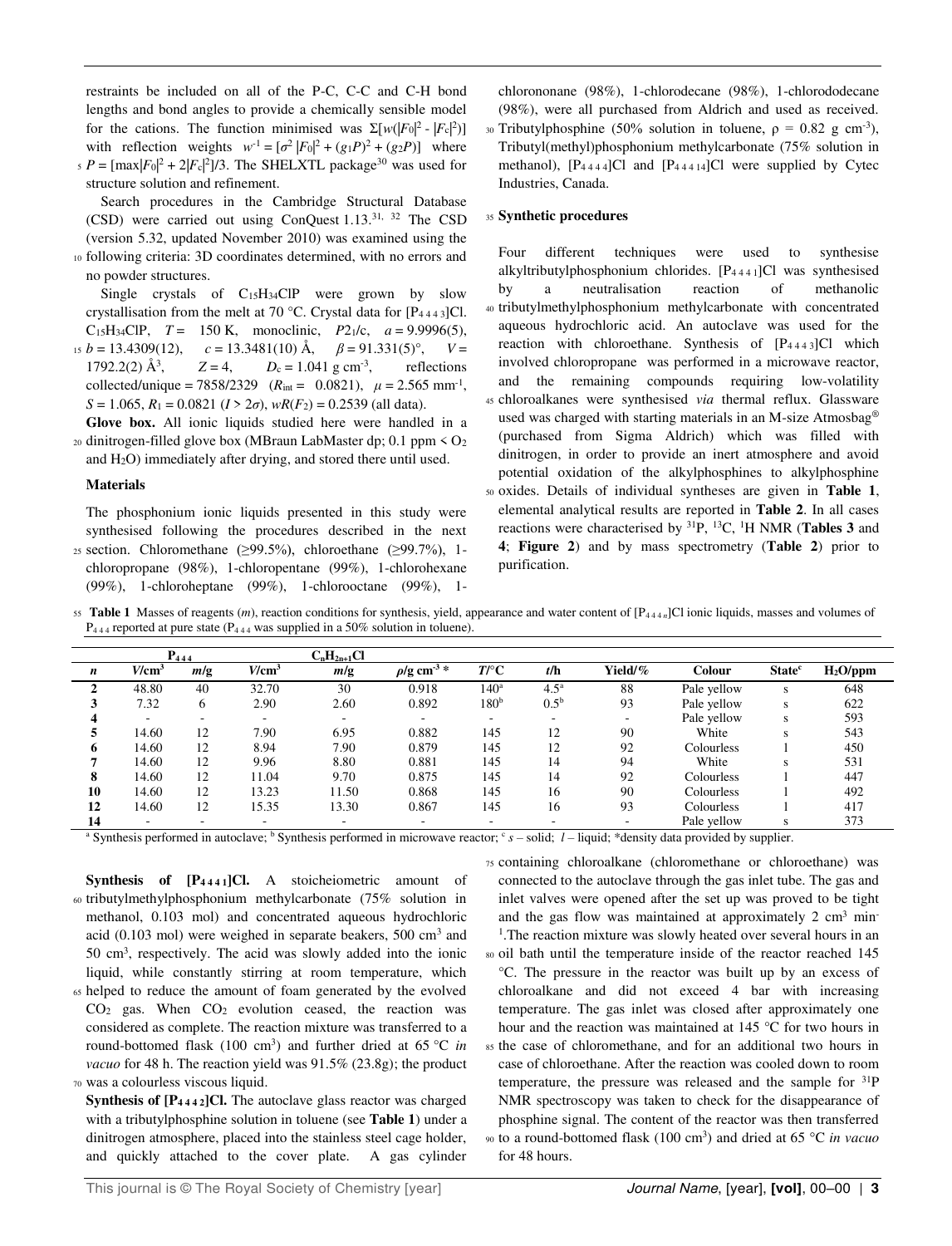restraints be included on all of the P-C, C-C and C-H bond lengths and bond angles to provide a chemically sensible model for the cations. The function minimised was $\Sigma[w(|F_0|^2 - |F_c|^2)]$ with reflection weights $w^{-1} = [\sigma^2 |F_0|^2 + (g_1P)^2 + (g_2P)]$ where $P = [\max|F_0|^2 + 2|F_c|^2]/3$. The SHELXTL package[30] was used for structure solution and refinement.

Search procedures in the Cambridge Structural Database (CSD) were carried out using ConQuest 1.13.[31, 32] The CSD (version 5.32, updated November 2010) was examined using the following criteria: 3D coordinates determined, with no errors and no powder structures.

Single crystals of $C_{15}H_{34}ClP$ were grown by slow crystallisation from the melt at 70 °C. Crystal data for $[P_{4\,4\,4\,3}]Cl$. $C_{15}H_{34}ClP$, $T$ = 150 K, monoclinic, $P2_1/c$, $a$ = 9.9996(5), $b$ = 13.4309(12), $c$ = 13.3481(10) Å, $\beta$ = 91.331(5)°, $V$ = 1792.2(2) Å$^3$, $Z$ = 4, $D_c$ = 1.041 g cm$^{-3}$, reflections collected/unique = 7858/2329 ($R_{int}$ = 0.0821), $\mu$ = 2.565 mm$^{-1}$, $S$ = 1.065, $R_1$ = 0.0821 ($I > 2\sigma$), $wR(F_2)$ = 0.2539 (all data).

**Glove box.** All ionic liquids studied here were handled in a dinitrogen-filled glove box (MBraun LabMaster dp; 0.1 ppm < $O_2$ and $H_2O$) immediately after drying, and stored there until used.

### Materials

The phosphonium ionic liquids presented in this study were synthesised following the procedures described in the next section. Chloromethane (≥99.5%), chloroethane (≥99.7%), 1-chloropropane (98%), 1-chloropentane (99%), 1-chlorohexane (99%), 1-chloroheptane (99%), 1-chlorooctane (99%), 1-chlorononane (98%), 1-chlorodecane (98%), 1-chlorododecane (98%), were all purchased from Aldrich and used as received. Tributylphosphine (50% solution in toluene, ρ = 0.82 g cm$^{-3}$), Tributyl(methyl)phosphonium methylcarbonate (75% solution in methanol), $[P_{4\,4\,4\,4}]Cl$ and $[P_{4\,4\,4\,14}]Cl$ were supplied by Cytec Industries, Canada.

### Synthetic procedures

Four different techniques were used to synthesise alkyltributylphosphonium chlorides. $[P_{4\,4\,4\,1}]Cl$ was synthesised by a neutralisation reaction of methanolic tributylmethylphosphonium methylcarbonate with concentrated aqueous hydrochloric acid. An autoclave was used for the reaction with chloroethane. Synthesis of $[P_{4\,4\,4\,3}]Cl$ which involved chloropropane was performed in a microwave reactor, and the remaining compounds requiring low-volatility chloroalkanes were synthesised *via* thermal reflux. Glassware used was charged with starting materials in an M-size Atmosbag® (purchased from Sigma Aldrich) which was filled with dinitrogen, in order to provide an inert atmosphere and avoid potential oxidation of the alkylphosphines to alkylphosphine oxides. Details of individual syntheses are given in **Table 1**, elemental analytical results are reported in **Table 2**. In all cases reactions were characterised by $^{31}$P, $^{13}$C, $^{1}$H NMR (**Tables 3** and **4**; **Figure 2**) and by mass spectrometry (**Table 2**) prior to purification.

**Table 1** Masses of reagents ($m$), reaction conditions for synthesis, yield, appearance and water content of $[P_{4\,4\,4\,n}]Cl$ ionic liquids, masses and volumes of $P_{4\,4\,4}$ reported at pure state ($P_{4\,4\,4}$ was supplied in a 50% solution in toluene).

| | $P_{4\,4\,4}$ | | $C_nH_{2n+1}Cl$ | | | | | | | | |
|---|---|---|---|---|---|---|---|---|---|---|---|
| ***n*** | $V$/cm$^3$ | $m$/g | $V$/cm$^3$ | $m$/g | $\rho$/g cm$^{-3}$ * | $T$/°C | $t$/h | Yield/% | Colour | State[c] | $H_2O$/ppm |
| **2** | 48.80 | 40 | 32.70 | 30 | 0.918 | 140[a] | 4.5[a] | 88 | Pale yellow | s | 648 |
| **3** | 7.32 | 6 | 2.90 | 2.60 | 0.892 | 180[b] | 0.5[b] | 93 | Pale yellow | s | 622 |
| **4** | - | - | - | - | - | - | - | - | Pale yellow | s | 593 |
| **5** | 14.60 | 12 | 7.90 | 6.95 | 0.882 | 145 | 12 | 90 | White | s | 543 |
| **6** | 14.60 | 12 | 8.94 | 7.90 | 0.879 | 145 | 12 | 92 | Colourless | l | 450 |
| **7** | 14.60 | 12 | 9.96 | 8.80 | 0.881 | 145 | 14 | 94 | White | s | 531 |
| **8** | 14.60 | 12 | 11.04 | 9.70 | 0.875 | 145 | 14 | 92 | Colourless | l | 447 |
| **10** | 14.60 | 12 | 13.23 | 11.50 | 0.868 | 145 | 16 | 90 | Colourless | l | 492 |
| **12** | 14.60 | 12 | 15.35 | 13.30 | 0.867 | 145 | 16 | 93 | Colourless | l | 417 |
| **14** | - | - | - | - | - | - | - | - | Pale yellow | s | 373 |

[a] Synthesis performed in autoclave; [b] Synthesis performed in microwave reactor; [c] *s* – solid; *l* – liquid; *density data provided by supplier.

**Synthesis of $[P_{4\,4\,4\,1}]Cl$.** A stoicheiometric amount of tributylmethylphosphonium methylcarbonate (75% solution in methanol, 0.103 mol) and concentrated aqueous hydrochloric acid (0.103 mol) were weighed in separate beakers, 50 cm$^3$ and 50 cm$^3$, respectively. The acid was slowly added into the ionic liquid, while constantly stirring at room temperature, which helped to reduce the amount of foam generated by the evolved $CO_2$ gas. When $CO_2$ evolution ceased, the reaction was considered as complete. The reaction mixture was transferred to a round-bottomed flask (100 cm$^3$) and further dried at 65 °C *in vacuo* for 48 h. The reaction yield was 91.5% (23.8g); the product was a colourless viscous liquid.

**Synthesis of $[P_{4\,4\,4\,2}]Cl$.** The autoclave glass reactor was charged with a tributylphosphine solution in toluene (see **Table 1**) under a dinitrogen atmosphere, placed into the stainless steel cage holder, and quickly attached to the cover plate. A gas cylinder containing chloroalkane (chloromethane or chloroethane) was connected to the autoclave through the gas inlet tube. The gas and inlet valves were opened after the set up was proved to be tight and the gas flow was maintained at approximately 2 cm$^3$ min$^{-1}$.The reaction mixture was slowly heated over several hours in an oil bath until the temperature inside of the reactor reached 145 °C. The pressure in the reactor was built up by an excess of chloroalkane and did not exceed 4 bar with increasing temperature. The gas inlet was closed after approximately one hour and the reaction was maintained at 145 °C for two hours in the case of chloromethane, and for an additional two hours in case of chloroethane. After the reaction was cooled down to room temperature, the pressure was released and the sample for $^{31}$P NMR spectroscopy was taken to check for the disappearance of phosphine signal. The content of the reactor was then transferred to a round-bottomed flask (100 cm$^3$) and dried at 65 °C *in vacuo* for 48 hours.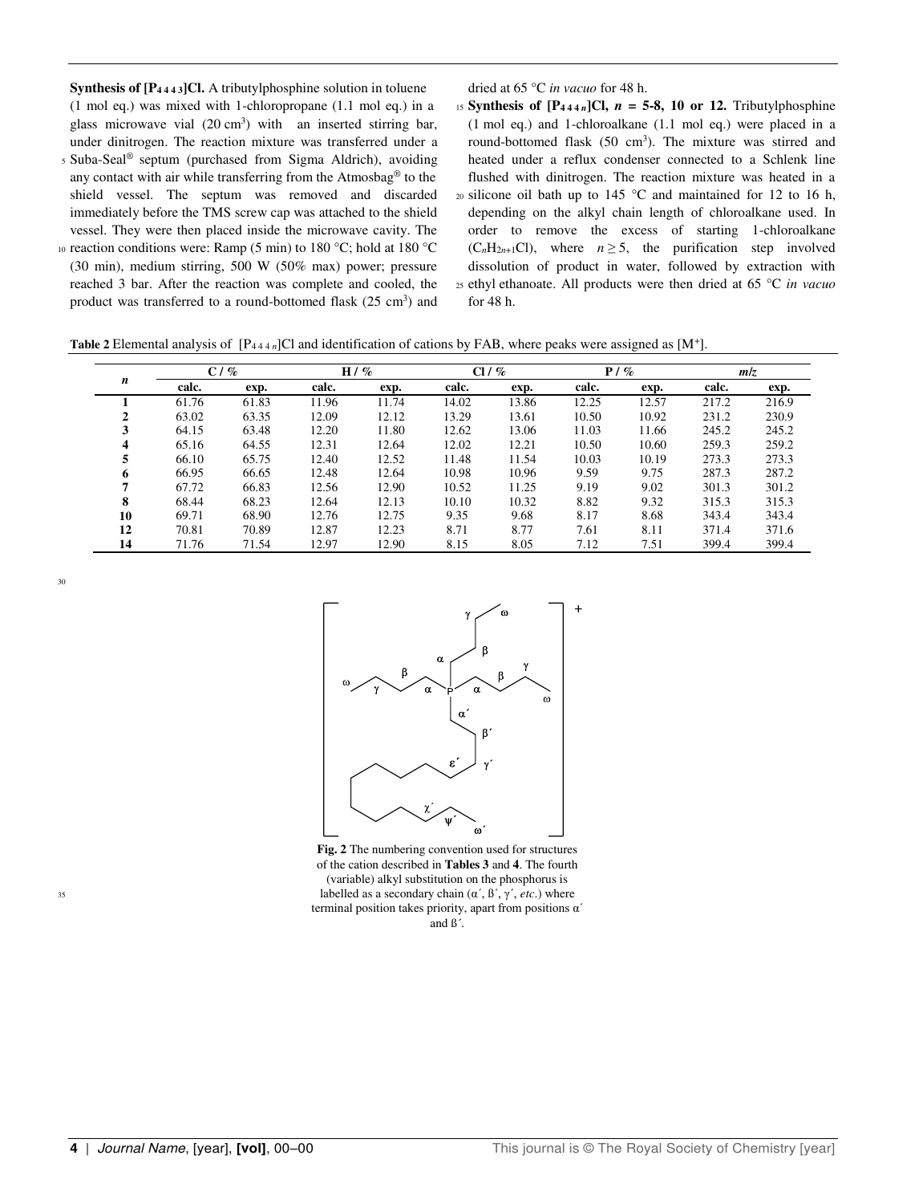**Synthesis of [$P_{4\,4\,4\,3}$]Cl.** A tributylphosphine solution in toluene (1 mol eq.) was mixed with 1-chloropropane (1.1 mol eq.) in a glass microwave vial (20 $cm^3$) with an inserted stirring bar, under dinitrogen. The reaction mixture was transferred under a Suba-Seal® septum (purchased from Sigma Aldrich), avoiding any contact with air while transferring from the Atmosbag® to the shield vessel. The septum was removed and discarded immediately before the TMS screw cap was attached to the shield vessel. They were then placed inside the microwave cavity. The reaction conditions were: Ramp (5 min) to 180 °C; hold at 180 °C (30 min), medium stirring, 500 W (50% max) power; pressure reached 3 bar. After the reaction was complete and cooled, the product was transferred to a round-bottomed flask (25 $cm^3$) and dried at 65 °C *in vacuo* for 48 h.

**Synthesis of [$P_{4\,4\,4\,n}$]Cl, *n* = 5-8, 10 or 12.** Tributylphosphine (1 mol eq.) and 1-chloroalkane (1.1 mol eq.) were placed in a round-bottomed flask (50 $cm^3$). The mixture was stirred and heated under a reflux condenser connected to a Schlenk line flushed with dinitrogen. The reaction mixture was heated in a silicone oil bath up to 145 °C and maintained for 12 to 16 h, depending on the alkyl chain length of chloroalkane used. In order to remove the excess of starting 1-chloroalkane ($C_nH_{2n+1}Cl$), where $n \geq 5$, the purification step involved dissolution of product in water, followed by extraction with ethyl ethanoate. All products were then dried at 65 °C *in vacuo* for 48 h.

**Table 2** Elemental analysis of [$P_{4\,4\,4\,n}$]Cl and identification of cations by FAB, where peaks were assigned as [$M^+$].

| *n* | C / % | | H / % | | Cl / % | | P / % | | *m/z* | |
|---|---|---|---|---|---|---|---|---|---|---|
| | calc. | exp. | calc. | exp. | calc. | exp. | calc. | exp. | calc. | exp. |
| **1** | 61.76 | 61.83 | 11.96 | 11.74 | 14.02 | 13.86 | 12.25 | 12.57 | 217.2 | 216.9 |
| **2** | 63.02 | 63.35 | 12.09 | 12.12 | 13.29 | 13.61 | 10.50 | 10.92 | 231.2 | 230.9 |
| **3** | 64.15 | 63.48 | 12.20 | 11.80 | 12.62 | 13.06 | 11.03 | 11.66 | 245.2 | 245.2 |
| **4** | 65.16 | 64.55 | 12.31 | 12.64 | 12.02 | 12.21 | 10.50 | 10.60 | 259.3 | 259.2 |
| **5** | 66.10 | 65.75 | 12.40 | 12.52 | 11.48 | 11.54 | 10.03 | 10.19 | 273.3 | 273.3 |
| **6** | 66.95 | 66.65 | 12.48 | 12.64 | 10.98 | 10.96 | 9.59 | 9.75 | 287.3 | 287.2 |
| **7** | 67.72 | 66.83 | 12.56 | 12.90 | 10.52 | 11.25 | 9.19 | 9.02 | 301.3 | 301.2 |
| **8** | 68.44 | 68.23 | 12.64 | 12.13 | 10.10 | 10.32 | 8.82 | 9.32 | 315.3 | 315.3 |
| **10** | 69.71 | 68.90 | 12.76 | 12.75 | 9.35 | 9.68 | 8.17 | 8.68 | 343.4 | 343.4 |
| **12** | 70.81 | 70.89 | 12.87 | 12.23 | 8.71 | 8.77 | 7.61 | 8.11 | 371.4 | 371.6 |
| **14** | 71.76 | 71.54 | 12.97 | 12.90 | 8.15 | 8.05 | 7.12 | 7.51 | 399.4 | 399.4 |

**Fig. 2** The numbering convention used for structures of the cation described in **Tables 3** and **4**. The fourth (variable) alkyl substitution on the phosphorus is labelled as a secondary chain (α´, ß´, γ´, *etc.*) where terminal position takes priority, apart from positions α´ and ß´.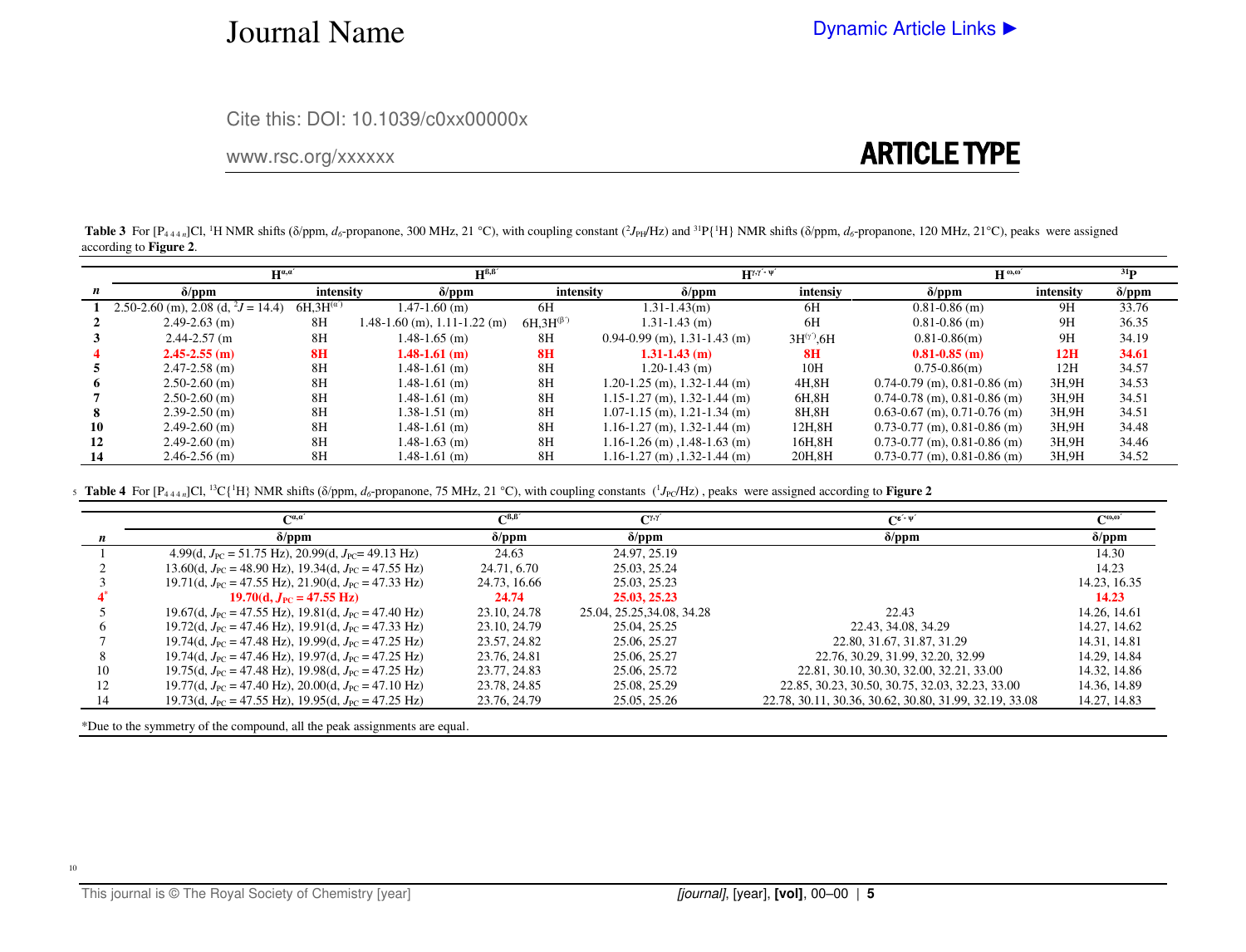**Table 3** For [$P_{4\,4\,4\,n}$]Cl, $^1$H NMR shifts (δ/ppm, $d_6$-propanone, 300 MHz, 21 °C), with coupling constant ($^2J_{PH}$/Hz) and $^{31}$P{$^1$H} NMR shifts (δ/ppm, $d_6$-propanone, 120 MHz, 21°C), peaks were assigned according to **Figure 2**.

| | $H^{\alpha,\alpha'}$ | | $H^{\beta,\beta'}$ | | $H^{\gamma,\gamma'-\psi'}$ | | $H^{\omega,\omega'}$ | | $^{31}$P |
|---|---|---|---|---|---|---|---|---|---|
| ***n*** | **δ/ppm** | **intensity** | **δ/ppm** | **intensity** | **δ/ppm** | **intensiy** | **δ/ppm** | **intensity** | **δ/ppm** |
| **1** | 2.50-2.60 (m), 2.08 (d, $^2J$ = 14.4) | 6H,3H$^{(\alpha')}$ | 1.47-1.60 (m) | 6H | 1.31-1.43(m) | 6H | 0.81-0.86 (m) | 9H | 33.76 |
| **2** | 2.49-2.63 (m) | 8H | 1.48-1.60 (m), 1.11-1.22 (m) | 6H,3H$^{(\beta')}$ | 1.31-1.43 (m) | 6H | 0.81-0.86 (m) | 9H | 36.35 |
| **3** | 2.44-2.57 (m | 8H | 1.48-1.65 (m) | 8H | 0.94-0.99 (m), 1.31-1.43 (m) | 3H$^{(\gamma')}$,6H | 0.81-0.86(m) | 9H | 34.19 |
| **4** | **2.45-2.55 (m)** | **8H** | **1.48-1.61 (m)** | **8H** | **1.31-1.43 (m)** | **8H** | **0.81-0.85 (m)** | **12H** | **34.61** |
| **5** | 2.47-2.58 (m) | 8H | 1.48-1.61 (m) | 8H | 1.20-1.43 (m) | 10H | 0.75-0.86(m) | 12H | 34.57 |
| **6** | 2.50-2.60 (m) | 8H | 1.48-1.61 (m) | 8H | 1.20-1.25 (m), 1.32-1.44 (m) | 4H,8H | 0.74-0.79 (m), 0.81-0.86 (m) | 3H,9H | 34.53 |
| **7** | 2.50-2.60 (m) | 8H | 1.48-1.61 (m) | 8H | 1.15-1.27 (m), 1.32-1.44 (m) | 6H,8H | 0.74-0.78 (m), 0.81-0.86 (m) | 3H,9H | 34.51 |
| **8** | 2.39-2.50 (m) | 8H | 1.38-1.51 (m) | 8H | 1.07-1.15 (m), 1.21-1.34 (m) | 8H,8H | 0.63-0.67 (m), 0.71-0.76 (m) | 3H,9H | 34.51 |
| **10** | 2.49-2.60 (m) | 8H | 1.48-1.61 (m) | 8H | 1.16-1.27 (m), 1.32-1.44 (m) | 12H,8H | 0.73-0.77 (m), 0.81-0.86 (m) | 3H,9H | 34.48 |
| **12** | 2.49-2.60 (m) | 8H | 1.48-1.63 (m) | 8H | 1.16-1.26 (m) ,1.48-1.63 (m) | 16H,8H | 0.73-0.77 (m), 0.81-0.86 (m) | 3H,9H | 34.46 |
| **14** | 2.46-2.56 (m) | 8H | 1.48-1.61 (m) | 8H | 1.16-1.27 (m) ,1.32-1.44 (m) | 20H,8H | 0.73-0.77 (m), 0.81-0.86 (m) | 3H,9H | 34.52 |

**Table 4** For [$P_{4\,4\,4\,n}$]Cl, $^{13}$C{$^1$H} NMR shifts (δ/ppm, $d_6$-propanone, 75 MHz, 21 °C), with coupling constants ($^1J_{PC}$/Hz) , peaks were assigned according to **Figure 2**

| | $C^{\alpha,\alpha'}$ | $C^{\beta,\beta'}$ | $C^{\gamma,\gamma'}$ | $C^{\varepsilon'-\psi'}$ | $C^{\omega,\omega'}$ |
|---|---|---|---|---|---|
| ***n*** | **δ/ppm** | **δ/ppm** | **δ/ppm** | **δ/ppm** | **δ/ppm** |
| 1 | 4.99(d, $J_{PC}$ = 51.75 Hz), 20.99(d, $J_{PC}$= 49.13 Hz) | 24.63 | 24.97, 25.19 | | 14.30 |
| 2 | 13.60(d, $J_{PC}$ = 48.90 Hz), 19.34(d, $J_{PC}$ = 47.55 Hz) | 24.71, 6.70 | 25.03, 25.24 | | 14.23 |
| 3 | 19.71(d, $J_{PC}$ = 47.55 Hz), 21.90(d, $J_{PC}$ = 47.33 Hz) | 24.73, 16.66 | 25.03, 25.23 | | 14.23, 16.35 |
| **4*** | **19.70(d, $J_{PC}$ = 47.55 Hz)** | **24.74** | **25.03, 25.23** | | **14.23** |
| 5 | 19.67(d, $J_{PC}$ = 47.55 Hz), 19.81(d, $J_{PC}$ = 47.40 Hz) | 23.10, 24.78 | 25.04, 25.25,34.08, 34.28 | 22.43 | 14.26, 14.61 |
| 6 | 19.72(d, $J_{PC}$ = 47.46 Hz), 19.91(d, $J_{PC}$ = 47.33 Hz) | 23.10, 24.79 | 25.04, 25.25 | 22.43, 34.08, 34.29 | 14.27, 14.62 |
| 7 | 19.74(d, $J_{PC}$ = 47.48 Hz), 19.99(d, $J_{PC}$ = 47.25 Hz) | 23.57, 24.82 | 25.06, 25.27 | 22.80, 31.67, 31.87, 31.29 | 14.31, 14.81 |
| 8 | 19.74(d, $J_{PC}$ = 47.46 Hz), 19.97(d, $J_{PC}$ = 47.25 Hz) | 23.76, 24.81 | 25.06, 25.27 | 22.76, 30.29, 31.99, 32.20, 32.99 | 14.29, 14.84 |
| 10 | 19.75(d, $J_{PC}$ = 47.48 Hz), 19.98(d, $J_{PC}$ = 47.25 Hz) | 23.77, 24.83 | 25.06, 25.72 | 22.81, 30.10, 30.30, 32.00, 32.21, 33.00 | 14.32, 14.86 |
| 12 | 19.77(d, $J_{PC}$ = 47.40 Hz), 20.00(d, $J_{PC}$ = 47.10 Hz) | 23.78, 24.85 | 25.08, 25.29 | 22.85, 30.23, 30.50, 30.75, 32.03, 32.23, 33.00 | 14.36, 14.89 |
| 14 | 19.73(d, $J_{PC}$ = 47.55 Hz), 19.95(d, $J_{PC}$ = 47.25 Hz) | 23.76, 24.79 | 25.05, 25.26 | 22.78, 30.11, 30.36, 30.62, 30.80, 31.99, 32.19, 33.08 | 14.27, 14.83 |

*Due to the symmetry of the compound, all the peak assignments are equal.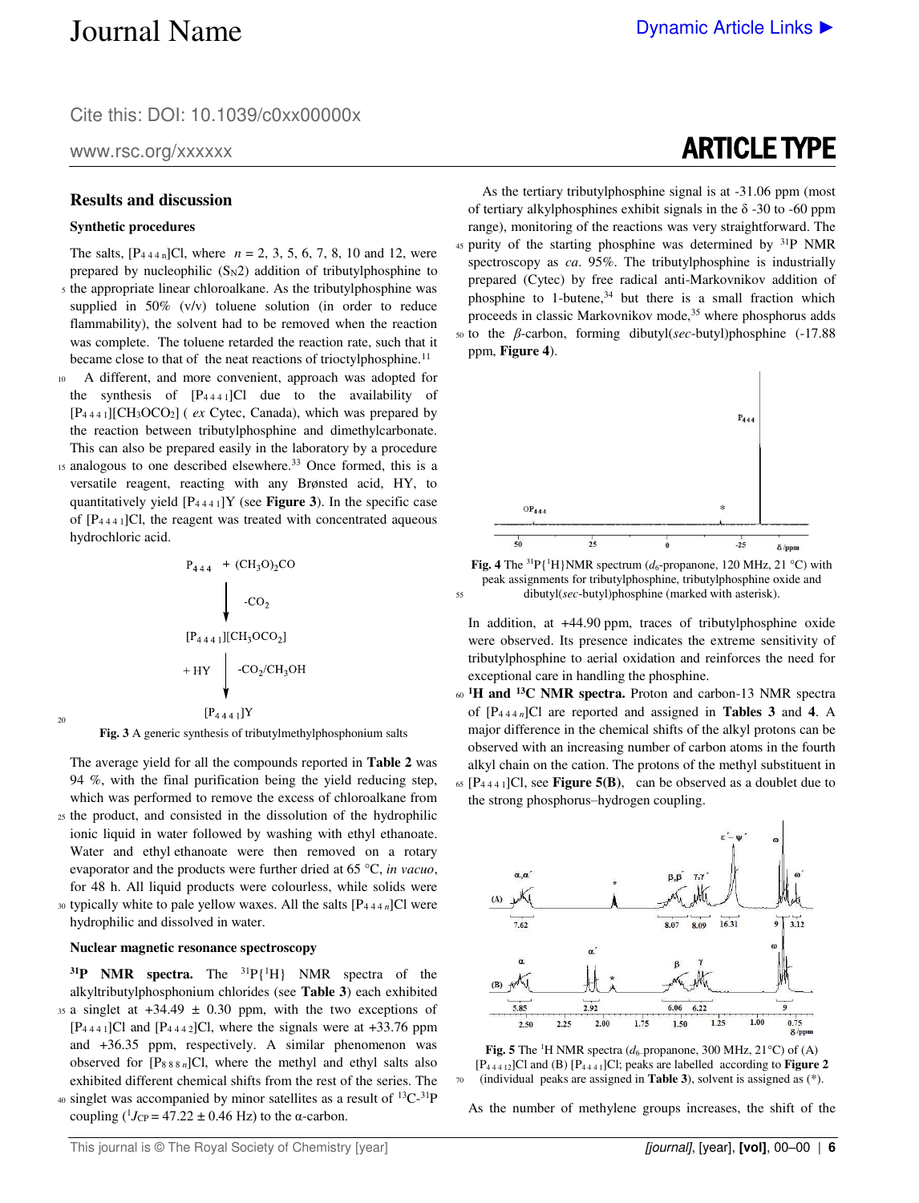## Results and discussion

### Synthetic procedures

The salts, $[P_{4\,4\,4\,n}]Cl$, where $n$ = 2, 3, 5, 6, 7, 8, 10 and 12, were prepared by nucleophilic ($S_N2$) addition of tributylphosphine to the appropriate linear chloroalkane. As the tributylphosphine was supplied in 50% (v/v) toluene solution (in order to reduce flammability), the solvent had to be removed when the reaction was complete. The toluene retarded the reaction rate, such that it became close to that of the neat reactions of trioctylphosphine.[11]

A different, and more convenient, approach was adopted for the synthesis of $[P_{4\,4\,4\,1}]Cl$ due to the availability of $[P_{4\,4\,4\,1}][CH_3OCO_2]$ ( *ex* Cytec, Canada), which was prepared by the reaction between tributylphosphine and dimethylcarbonate. This can also be prepared easily in the laboratory by a procedure analogous to one described elsewhere.[33] Once formed, this is a versatile reagent, reacting with any Brønsted acid, HY, to quantitatively yield $[P_{4\,4\,4\,1}]Y$ (see **Figure 3**). In the specific case of $[P_{4\,4\,4\,1}]Cl$, the reagent was treated with concentrated aqueous hydrochloric acid.

$$P_{444} + (CH_3O)_2CO \xrightarrow{-CO_2} [P_{4441}][CH_3OCO_2] \xrightarrow[+HY]{-CO_2/CH_3OH} [P_{4441}]Y$$

**Fig. 3** A generic synthesis of tributylmethylphosphonium salts

The average yield for all the compounds reported in **Table 2** was 94 %, with the final purification being the yield reducing step, which was performed to remove the excess of chloroalkane from the product, and consisted in the dissolution of the hydrophilic ionic liquid in water followed by washing with ethyl ethanoate. Water and ethyl ethanoate were then removed on a rotary evaporator and the products were further dried at 65 °C, *in vacuo*, for 48 h. All liquid products were colourless, while solids were typically white to pale yellow waxes. All the salts $[P_{4\,4\,4\,n}]Cl$ were hydrophilic and dissolved in water.

### Nuclear magnetic resonance spectroscopy

**$^{31}$P NMR spectra.** The $^{31}P\{^1H\}$ NMR spectra of the alkyltributylphosphonium chlorides (see **Table 3**) each exhibited a singlet at +34.49 ± 0.30 ppm, with the two exceptions of $[P_{4\,4\,4\,1}]Cl$ and $[P_{4\,4\,4\,2}]Cl$, where the signals were at +33.76 ppm and +36.35 ppm, respectively. A similar phenomenon was observed for $[P_{8\,8\,8\,n}]Cl$, where the methyl and ethyl salts also exhibited different chemical shifts from the rest of the series. The singlet was accompanied by minor satellites as a result of $^{13}C$-$^{31}P$ coupling ($^1J_{CP}$ = 47.22 ± 0.46 Hz) to the α-carbon.

As the tertiary tributylphosphine signal is at -31.06 ppm (most of tertiary alkylphosphines exhibit signals in the δ -30 to -60 ppm range), monitoring of the reactions was very straightforward. The purity of the starting phosphine was determined by $^{31}$P NMR spectroscopy as *ca*. 95%. The tributylphosphine is industrially prepared (Cytec) by free radical anti-Markovnikov addition of phosphine to 1-butene,[34] but there is a small fraction which proceeds in classic Markovnikov mode,[35] where phosphorus adds to the *β*-carbon, forming dibutyl(*sec*-butyl)phosphine (-17.88 ppm, **Figure 4**).

**Fig. 4** The $^{31}P\{^1H\}$NMR spectrum ($d_6$-propanone, 120 MHz, 21 °C) with peak assignments for tributylphosphine, tributylphosphine oxide and dibutyl(*sec*-butyl)phosphine (marked with asterisk).

In addition, at +44.90 ppm, traces of tributylphosphine oxide were observed. Its presence indicates the extreme sensitivity of tributylphosphine to aerial oxidation and reinforces the need for exceptional care in handling the phosphine.

**$^1$H and $^{13}$C NMR spectra.** Proton and carbon-13 NMR spectra of $[P_{4\,4\,4\,n}]Cl$ are reported and assigned in **Tables 3** and **4**. A major difference in the chemical shifts of the alkyl protons can be observed with an increasing number of carbon atoms in the fourth alkyl chain on the cation. The protons of the methyl substituent in $[P_{4\,4\,4\,1}]Cl$, see **Figure 5(B)**, can be observed as a doublet due to the strong phosphorus–hydrogen coupling.

**Fig. 5** The $^1$H NMR spectra ($d_6$-propanone, 300 MHz, 21°C) of (A) $[P_{4\,4\,4\,12}]Cl$ and (B) $[P_{4\,4\,4\,1}]Cl$; peaks are labelled according to **Figure 2** (individual peaks are assigned in **Table 3**), solvent is assigned as (*).

As the number of methylene groups increases, the shift of the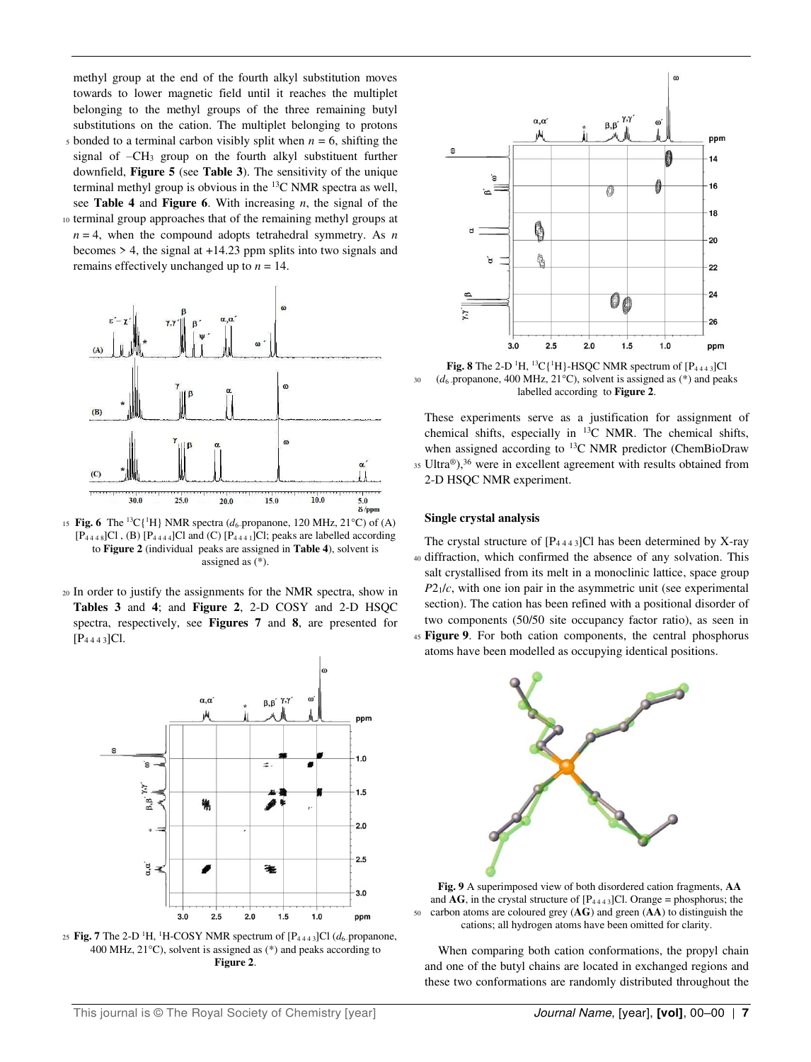methyl group at the end of the fourth alkyl substitution moves towards to lower magnetic field until it reaches the multiplet belonging to the methyl groups of the three remaining butyl substitutions on the cation. The multiplet belonging to protons bonded to a terminal carbon visibly split when $n = 6$, shifting the signal of $-CH_3$ group on the fourth alkyl substituent further downfield, **Figure 5** (see **Table 3**). The sensitivity of the unique terminal methyl group is obvious in the $^{13}C$ NMR spectra as well, see **Table 4** and **Figure 6**. With increasing *n*, the signal of the terminal group approaches that of the remaining methyl groups at $n = 4$, when the compound adopts tetrahedral symmetry. As *n* becomes > 4, the signal at +14.23 ppm splits into two signals and remains effectively unchanged up to $n = 14$.

**Fig. 6** The $^{13}C\{^1H\}$ NMR spectra ($d_6$-propanone, 120 MHz, 21°C) of (A) $[P_{4\,4\,4\,8}]Cl$, (B) $[P_{4\,4\,4\,4}]Cl$ and (C) $[P_{4\,4\,4\,1}]Cl$; peaks are labelled according to **Figure 2** (individual peaks are assigned in **Table 4**), solvent is assigned as (*).

In order to justify the assignments for the NMR spectra, show in **Tables 3** and **4**; and **Figure 2**, 2-D COSY and 2-D HSQC spectra, respectively, see **Figures 7** and **8**, are presented for $[P_{4\,4\,4\,3}]Cl$.

**Fig. 7** The 2-D $^1H$, $^1H$-COSY NMR spectrum of $[P_{4\,4\,4\,3}]Cl$ ($d_6$-propanone, 400 MHz, 21°C), solvent is assigned as (*) and peaks according to **Figure 2**.

**Fig. 8** The 2-D $^1H$, $^{13}C\{^1H\}$-HSQC NMR spectrum of $[P_{4\,4\,4\,3}]Cl$ ($d_6$-propanone, 400 MHz, 21°C), solvent is assigned as (*) and peaks labelled according to **Figure 2**.

These experiments serve as a justification for assignment of chemical shifts, especially in $^{13}C$ NMR. The chemical shifts, when assigned according to $^{13}C$ NMR predictor (ChemBioDraw Ultra®),[36] were in excellent agreement with results obtained from 2-D HSQC NMR experiment.

### Single crystal analysis

The crystal structure of $[P_{4\,4\,4\,3}]Cl$ has been determined by X-ray diffraction, which confirmed the absence of any solvation. This salt crystallised from its melt in a monoclinic lattice, space group $P2_1/c$, with one ion pair in the asymmetric unit (see experimental section). The cation has been refined with a positional disorder of two components (50/50 site occupancy factor ratio), as seen in **Figure 9**. For both cation components, the central phosphorus atoms have been modelled as occupying identical positions.

**Fig. 9** A superimposed view of both disordered cation fragments, **AA** and **AG**, in the crystal structure of $[P_{4\,4\,4\,3}]Cl$. Orange = phosphorus; the carbon atoms are coloured grey (**AG**) and green (**AA**) to distinguish the cations; all hydrogen atoms have been omitted for clarity.

When comparing both cation conformations, the propyl chain and one of the butyl chains are located in exchanged regions and these two conformations are randomly distributed throughout the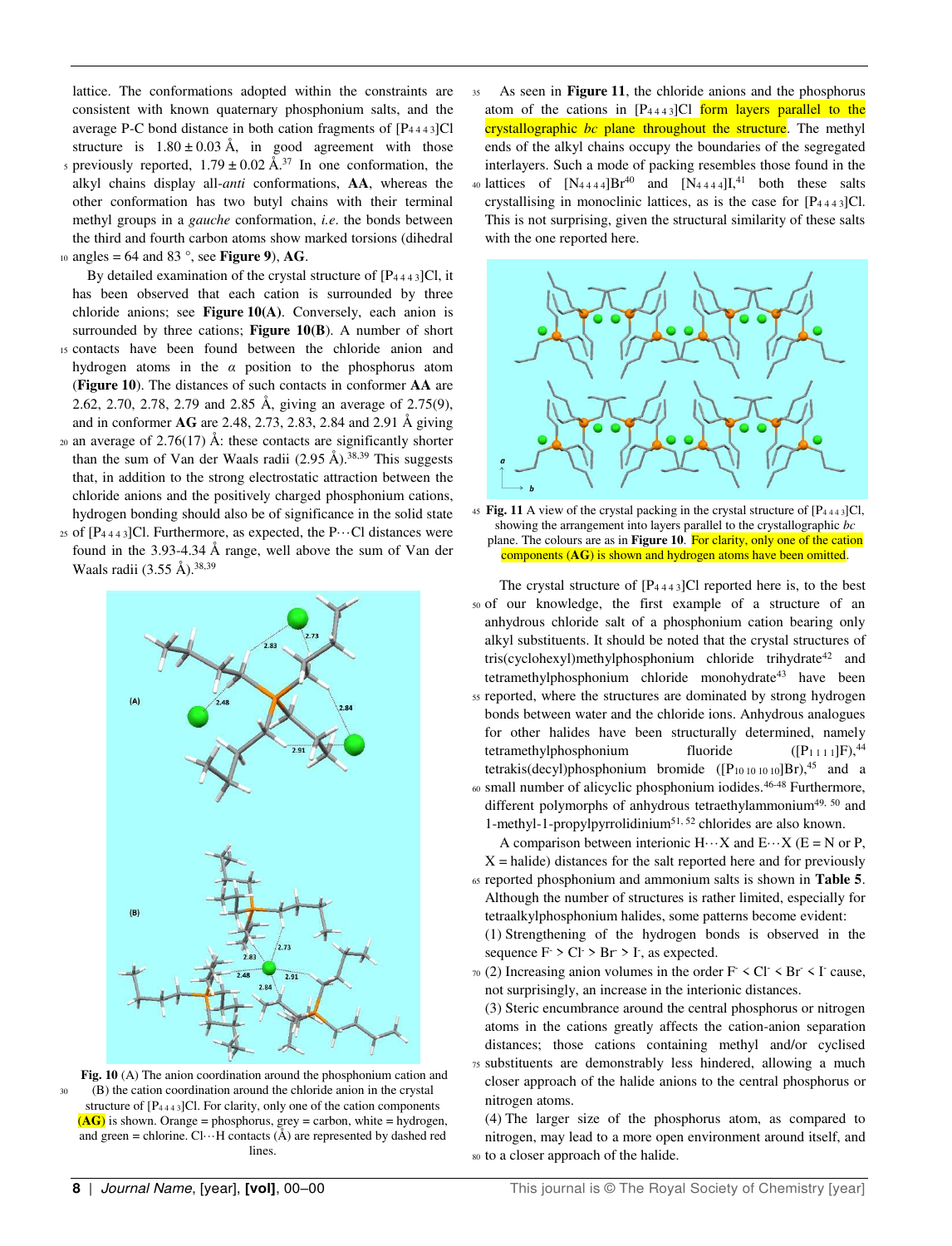lattice. The conformations adopted within the constraints are consistent with known quaternary phosphonium salts, and the average P-C bond distance in both cation fragments of $[P_{4\,4\,4\,3}]Cl$ structure is $1.80 \pm 0.03$ Å, in good agreement with those previously reported, $1.79 \pm 0.02$ Å.[37] In one conformation, the alkyl chains display all-*anti* conformations, **AA**, whereas the other conformation has two butyl chains with their terminal methyl groups in a *gauche* conformation, *i.e*. the bonds between the third and fourth carbon atoms show marked torsions (dihedral angles = 64 and 83 °, see **Figure 9**), **AG**.

By detailed examination of the crystal structure of $[P_{4\,4\,4\,3}]Cl$, it has been observed that each cation is surrounded by three chloride anions; see **Figure 10(A)**. Conversely, each anion is surrounded by three cations; **Figure 10(B)**. A number of short contacts have been found between the chloride anion and hydrogen atoms in the *α* position to the phosphorus atom (**Figure 10**). The distances of such contacts in conformer **AA** are 2.62, 2.70, 2.78, 2.79 and 2.85 Å, giving an average of 2.75(9), and in conformer **AG** are 2.48, 2.73, 2.83, 2.84 and 2.91 Å giving an average of 2.76(17) Å: these contacts are significantly shorter than the sum of Van der Waals radii (2.95 Å).[38,39] This suggests that, in addition to the strong electrostatic attraction between the chloride anions and the positively charged phosphonium cations, hydrogen bonding should also be of significance in the solid state of $[P_{4\,4\,4\,3}]Cl$. Furthermore, as expected, the P···Cl distances were found in the 3.93-4.34 Å range, well above the sum of Van der Waals radii (3.55 Å).[38,39]

**Fig. 10** (A) The anion coordination around the phosphonium cation and (B) the cation coordination around the chloride anion in the crystal structure of $[P_{4\,4\,4\,3}]Cl$. For clarity, only one of the cation components (**AG**) is shown. Orange = phosphorus, grey = carbon, white = hydrogen, and green = chlorine. Cl···H contacts (Å) are represented by dashed red lines.

As seen in **Figure 11**, the chloride anions and the phosphorus atom of the cations in $[P_{4\,4\,4\,3}]Cl$ form layers parallel to the crystallographic *bc* plane throughout the structure. The methyl ends of the alkyl chains occupy the boundaries of the segregated interlayers. Such a mode of packing resembles those found in the lattices of $[N_{4\,4\,4\,4}]Br$[40] and $[N_{4\,4\,4\,4}]I$,[41] both these salts crystallising in monoclinic lattices, as is the case for $[P_{4\,4\,4\,3}]Cl$. This is not surprising, given the structural similarity of these salts with the one reported here.

**Fig. 11** A view of the crystal packing in the crystal structure of $[P_{4\,4\,4\,3}]Cl$, showing the arrangement into layers parallel to the crystallographic *bc* plane. The colours are as in **Figure 10**. For clarity, only one of the cation components (**AG**) is shown and hydrogen atoms have been omitted.

The crystal structure of $[P_{4\,4\,4\,3}]Cl$ reported here is, to the best of our knowledge, the first example of a structure of an anhydrous chloride salt of a phosphonium cation bearing only alkyl substituents. It should be noted that the crystal structures of tris(cyclohexyl)methylphosphonium chloride trihydrate[42] and tetramethylphosphonium chloride monohydrate[43] have been reported, where the structures are dominated by strong hydrogen bonds between water and the chloride ions. Anhydrous analogues for other halides have been structurally determined, namely tetramethylphosphonium fluoride ($[P_{1\,1\,1\,1}]F$),[44] tetrakis(decyl)phosphonium bromide ($[P_{10\,10\,10\,10}]Br$),[45] and a small number of alicyclic phosphonium iodides.[46-48] Furthermore, different polymorphs of anhydrous tetraethylammonium[49, 50] and 1-methyl-1-propylpyrrolidinium[51, 52] chlorides are also known.

A comparison between interionic H···X and E···X (E = N or P, X = halide) distances for the salt reported here and for previously reported phosphonium and ammonium salts is shown in **Table 5**. Although the number of structures is rather limited, especially for tetraalkylphosphonium halides, some patterns become evident:

(1) Strengthening of the hydrogen bonds is observed in the sequence $F^- > Cl^- > Br^- > I^-$, as expected.

(2) Increasing anion volumes in the order $F^- < Cl^- < Br^- < I^-$ cause, not surprisingly, an increase in the interionic distances.

(3) Steric encumbrance around the central phosphorus or nitrogen atoms in the cations greatly affects the cation-anion separation distances; those cations containing methyl and/or cyclised substituents are demonstrably less hindered, allowing a much closer approach of the halide anions to the central phosphorus or nitrogen atoms.

(4) The larger size of the phosphorus atom, as compared to nitrogen, may lead to a more open environment around itself, and to a closer approach of the halide.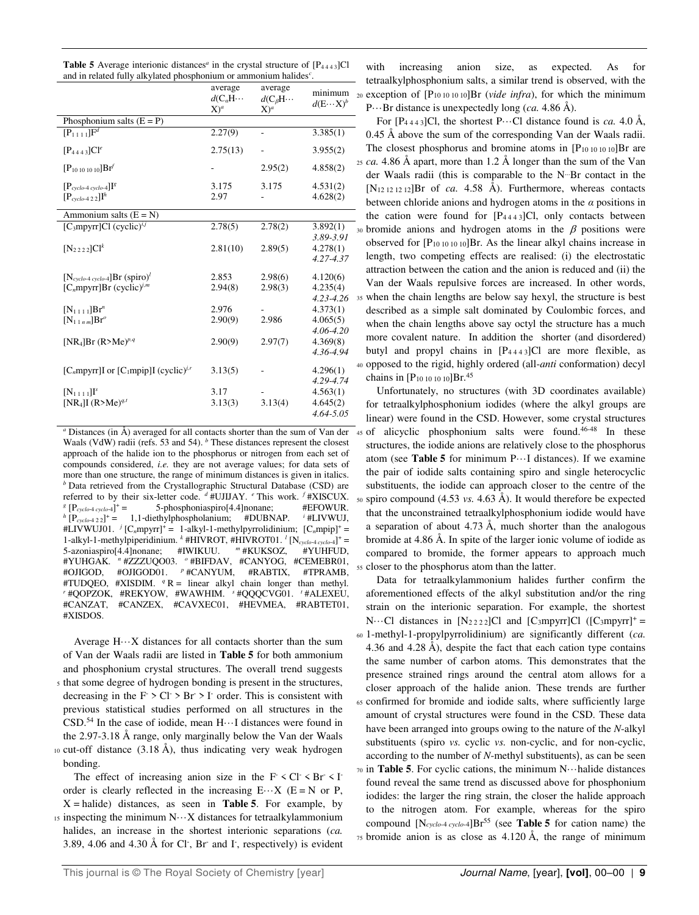**Table 5** Average interionic distances[a] in the crystal structure of $[P_{4\,4\,4\,3}]Cl$ and in related fully alkylated phosphonium or ammonium halides[c].

| | average $d(C_\alpha H\cdots X)^a$ | average $d(C_\beta H\cdots X)^a$ | minimum $d(E\cdots X)^b$ |
|---|---|---|---|
| Phosphonium salts (E = P) | | | |
| $[P_{1\,1\,1\,1}]F^d$ | 2.27(9) | - | 3.385(1) |
| $[P_{4\,4\,4\,3}]Cl^e$ | 2.75(13) | - | 3.955(2) |
| $[P_{10\,10\,10\,10}]Br^f$ | - | 2.95(2) | 4.858(2) |
| $[P_{cyclo\text{-}4\,cyclo\text{-}4}]I^g$ | 3.175 | 3.175 | 4.531(2) |
| $[P_{cyclo\text{-}4\,2\,2}]I^h$ | 2.97 | - | 4.628(2) |
| Ammonium salts (E = N) | | | |
| $[C_3mpyrr]Cl$ (cyclic)[i,j] | 2.78(5) | 2.78(2) | 3.892(1) *3.89-3.91* |
| $[N_{2\,2\,2\,2}]Cl^k$ | 2.81(10) | 2.89(5) | 4.278(1) *4.27-4.37* |
| $[N_{cyclo\text{-}4\,cyclo\text{-}4}]Br$ (spiro)[l] | 2.853 | 2.98(6) | 4.120(6) |
| $[C_nmpyrr]Br$ (cyclic)[i,m] | 2.94(8) | 2.98(3) | 4.235(4) *4.23-4.26* |
| $[N_{1\,1\,1\,1}]Br^n$ | 2.976 | - | 4.373(1) |
| $[N_{1\,1\,n\,m}]Br^o$ | 2.90(9) | 2.986 | 4.065(5) *4.06-4.20* |
| $[NR_4]Br$ (R>Me)[p,q] | 2.90(9) | 2.97(7) | 4.369(8) *4.36-4.94* |
| $[C_nmpyrr]I$ or $[C_1mpip]I$ (cyclic)[i,r] | 3.13(5) | - | 4.296(1) *4.29-4.74* |
| $[N_{1\,1\,1\,1}]I^s$ | 3.17 | - | 4.563(1) |
| $[NR_4]I$ (R>Me)[q,t] | 3.13(3) | 3.13(4) | 4.645(2) *4.64-5.05* |

[a] Distances (in Å) averaged for all contacts shorter than the sum of Van der Waals (VdW) radii (refs. 53 and 54). [b] These distances represent the closest approach of the halide ion to the phosphorus or nitrogen from each set of compounds considered, *i.e.* they are not average values; for data sets of more than one structure, the range of minimum distances is given in italics. [b] Data retrieved from the Crystallographic Structural Database (CSD) are referred to by their six-letter code. [d] #UJIJAY. [e] This work. [f] #XISCUX. [g] $[P_{cyclo\text{-}4\,cyclo\text{-}4}]^+$ = 5-phosphoniaspiro[4.4]nonane; #EFOWUR. [h] $[P_{cyclo\text{-}4\,2\,2}]^+$ = 1,1-diethylphospholanium; #DUBNAP. [i] #LIVWUJ, #LIVWUJ01. [j] $[C_nmpyrr]^+$ = 1-alkyl-1-methylpyrrolidinium; $[C_nmpip]^+$ = 1-alkyl-1-methylpiperidinium. [k] #HIVROT, #HIVROT01. [l] $[N_{cyclo\text{-}4\,cyclo\text{-}4}]^+$ = 5-azoniaspiro[4.4]nonane; #IWIKUU. [m] #KUKSOZ, #YUHFUD, #YUHGAK. [n] #ZZZUQO03. [o] #BIFDAV, #CANYOG, #CEMEBR01, #OJIGOD, #OJIGOD01. [p] #CANYUM, #RABTIX, #TPRAMB, #TUDQEO, #XISDIM. [q] R = linear alkyl chain longer than methyl. [r] #QOPZOK, #REKYOW, #WAWHIM. [s] #QQQCVG01. [t] #ALEXEU, #CANZAT, #CANZEX, #CAVXEC01, #HEVMEA, #RABTET01, #XISDOS.

Average H···X distances for all contacts shorter than the sum of Van der Waals radii are listed in **Table 5** for both ammonium and phosphonium crystal structures. The overall trend suggests that some degree of hydrogen bonding is present in the structures, decreasing in the $F^- > Cl^- > Br^- > I^-$ order. This is consistent with previous statistical studies performed on all structures in the CSD.[54] In the case of iodide, mean H···I distances were found in the 2.97-3.18 Å range, only marginally below the Van der Waals cut-off distance (3.18 Å), thus indicating very weak hydrogen bonding.

The effect of increasing anion size in the $F^- < Cl^- < Br^- < I^-$ order is clearly reflected in the increasing E···X (E = N or P, X = halide) distances, as seen in **Table 5**. For example, by inspecting the minimum N···X distances for tetraalkylammonium halides, an increase in the shortest interionic separations (*ca.* 3.89, 4.06 and 4.30 Å for $Cl^-$, $Br^-$ and $I^-$, respectively) is evident with increasing anion size, as expected. As for tetraalkylphosphonium salts, a similar trend is observed, with the exception of $[P_{10\,10\,10\,10}]Br$ (*vide infra*), for which the minimum P···Br distance is unexpectedly long (*ca.* 4.86 Å).

For $[P_{4\,4\,4\,3}]Cl$, the shortest P···Cl distance found is *ca.* 4.0 Å, 0.45 Å above the sum of the corresponding Van der Waals radii. The closest phosphorus and bromine atoms in $[P_{10\,10\,10\,10}]Br$ are *ca.* 4.86 Å apart, more than 1.2 Å longer than the sum of the Van der Waals radii (this is comparable to the N···Br contact in the $[N_{12\,12\,12\,12}]Br$ of *ca.* 4.58 Å). Furthermore, whereas contacts between chloride anions and hydrogen atoms in the *α* positions in the cation were found for $[P_{4\,4\,4\,3}]Cl$, only contacts between bromide anions and hydrogen atoms in the *β* positions were observed for $[P_{10\,10\,10\,10}]Br$. As the linear alkyl chains increase in length, two competing effects are realised: (i) the electrostatic attraction between the cation and the anion is reduced and (ii) the Van der Waals repulsive forces are increased. In other words, when the chain lengths are below say hexyl, the structure is best described as a simple salt dominated by Coulombic forces, and when the chain lengths above say octyl the structure has a much more covalent nature. In addition the shorter (and disordered) butyl and propyl chains in $[P_{4\,4\,4\,3}]Cl$ are more flexible, as opposed to the rigid, highly ordered (all-*anti* conformation) decyl chains in $[P_{10\,10\,10\,10}]Br$.[45]

Unfortunately, no structures (with 3D coordinates available) for tetraalkylphosphonium iodides (where the alkyl groups are linear) were found in the CSD. However, some crystal structures of alicyclic phosphonium salts were found.[46-48] In these structures, the iodide anions are relatively close to the phosphorus atom (see **Table 5** for minimum P···I distances). If we examine the pair of iodide salts containing spiro and single heterocyclic substituents, the iodide can approach closer to the centre of the spiro compound (4.53 *vs.* 4.63 Å). It would therefore be expected that the unconstrained tetraalkylphosphonium iodide would have a separation of about 4.73 Å, much shorter than the analogous bromide at 4.86 Å. In spite of the larger ionic volume of iodide as compared to bromide, the former appears to approach much closer to the phosphorus atom than the latter.

Data for tetraalkylammonium halides further confirm the aforementioned effects of the alkyl substitution and/or the ring strain on the interionic separation. For example, the shortest N···Cl distances in $[N_{2\,2\,2\,2}]Cl$ and $[C_3mpyrr]Cl$ ($[C_3mpyrr]^+$ = 1-methyl-1-propylpyrrolidinium) are significantly different (*ca.* 4.36 and 4.28 Å), despite the fact that each cation type contains the same number of carbon atoms. This demonstrates that the presence strained rings around the central atom allows for a closer approach of the halide anion. These trends are further confirmed for bromide and iodide salts, where sufficiently large amount of crystal structures were found in the CSD. These data have been arranged into groups owing to the nature of the *N*-alkyl substituents (spiro *vs.* cyclic *vs.* non-cyclic, and for non-cyclic, according to the number of *N*-methyl substituents), as can be seen in **Table 5**. For cyclic cations, the minimum N···halide distances found reveal the same trend as discussed above for phosphonium iodides: the larger the ring strain, the closer the halide approach to the nitrogen atom. For example, whereas for the spiro compound $[N_{cyclo\text{-}4\,cyclo\text{-}4}]Br$[55] (see **Table 5** for cation name) the bromide anion is as close as 4.120 Å, the range of minimum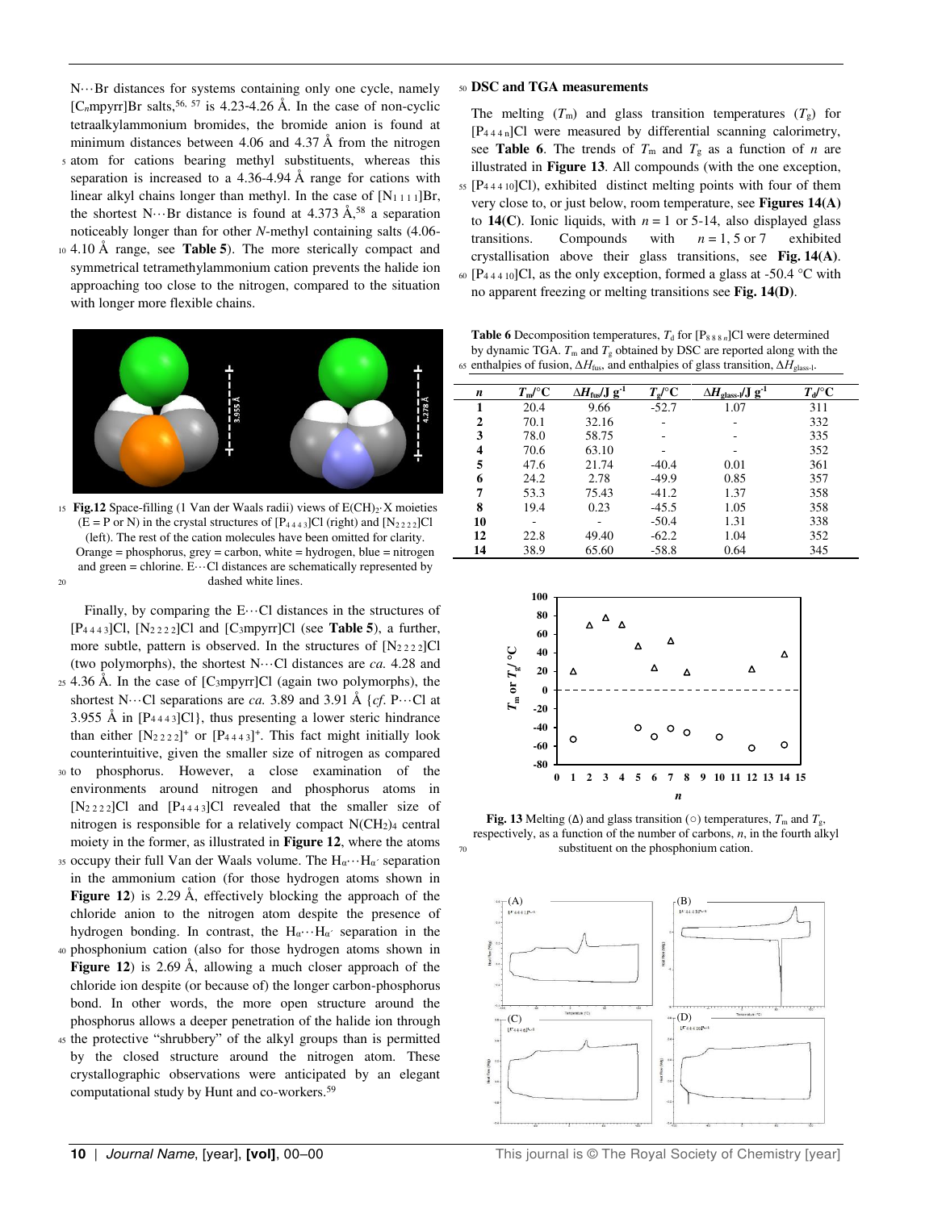N···Br distances for systems containing only one cycle, namely [$C_n$mpyrr]Br salts,[56, 57] is 4.23-4.26 Å. In the case of non-cyclic tetraalkylammonium bromides, the bromide anion is found at minimum distances between 4.06 and 4.37 Å from the nitrogen atom for cations bearing methyl substituents, whereas this separation is increased to a 4.36-4.94 Å range for cations with linear alkyl chains longer than methyl. In the case of [$N_{1\,1\,1\,1}$]Br, the shortest N···Br distance is found at 4.373 Å,[58] a separation noticeably longer than for other *N*-methyl containing salts (4.06-4.10 Å range, see **Table 5**). The more sterically compact and symmetrical tetramethylammonium cation prevents the halide ion approaching too close to the nitrogen, compared to the situation with longer more flexible chains.

**Fig.12** Space-filling (1 Van der Waals radii) views of $E(CH)_2$·X moieties (E = P or N) in the crystal structures of [$P_{4\,4\,4\,3}$]Cl (right) and [$N_{2\,2\,2\,2}$]Cl (left). The rest of the cation molecules have been omitted for clarity. Orange = phosphorus, grey = carbon, white = hydrogen, blue = nitrogen and green = chlorine. E···Cl distances are schematically represented by dashed white lines.

Finally, by comparing the E···Cl distances in the structures of [$P_{4\,4\,4\,3}$]Cl, [$N_{2\,2\,2\,2}$]Cl and [$C_3$mpyrr]Cl (see **Table 5**), a further, more subtle, pattern is observed. In the structures of [$N_{2\,2\,2\,2}$]Cl (two polymorphs), the shortest N···Cl distances are *ca.* 4.28 and 4.36 Å. In the case of [$C_3$mpyrr]Cl (again two polymorphs), the shortest N···Cl separations are *ca.* 3.89 and 3.91 Å {*cf.* P···Cl at 3.955 Å in [$P_{4\,4\,4\,3}$Cl]}, thus presenting a lower steric hindrance than either [$N_{2\,2\,2\,2}$]$^+$ or [$P_{4\,4\,4\,3}$]$^+$. This fact might initially look counterintuitive, given the smaller size of nitrogen as compared to phosphorus. However, a close examination of the environments around nitrogen and phosphorus atoms in [$N_{2\,2\,2\,2}$]Cl and [$P_{4\,4\,4\,3}$]Cl revealed that the smaller size of nitrogen is responsible for a relatively compact $N(CH_2)_4$ central moiety in the former, as illustrated in **Figure 12**, where the atoms occupy their full Van der Waals volume. The $H_\alpha$···$H_{\alpha'}$ separation in the ammonium cation (for those hydrogen atoms shown in **Figure 12**) is 2.29 Å, effectively blocking the approach of the chloride anion to the nitrogen atom despite the presence of hydrogen bonding. In contrast, the $H_\alpha$···$H_{\alpha'}$ separation in the phosphonium cation (also for those hydrogen atoms shown in **Figure 12**) is 2.69 Å, allowing a much closer approach of the chloride ion despite (or because of) the longer carbon-phosphorus bond. In other words, the more open structure around the phosphorus allows a deeper penetration of the halide ion through the protective "shrubbery" of the alkyl groups than is permitted by the closed structure around the nitrogen atom. These crystallographic observations were anticipated by an elegant computational study by Hunt and co-workers.[59]

## DSC and TGA measurements

The melting ($T_m$) and glass transition temperatures ($T_g$) for [$P_{4\,4\,4\,n}$]Cl were measured by differential scanning calorimetry, see **Table 6**. The trends of $T_m$ and $T_g$ as a function of *n* are illustrated in **Figure 13**. All compounds (with the one exception, [$P_{4\,4\,4\,10}$]Cl), exhibited distinct melting points with four of them very close to, or just below, room temperature, see **Figures 14(A)** to **14(C)**. Ionic liquids, with *n* = 1 or 5-14, also displayed glass transitions. Compounds with *n* = 1, 5 or 7 exhibited crystallisation above their glass transitions, see **Fig. 14(A)**. [$P_{4\,4\,4\,10}$]Cl, as the only exception, formed a glass at -50.4 °C with no apparent freezing or melting transitions see **Fig. 14(D)**.

**Table 6** Decomposition temperatures, $T_d$ for [$P_{8\,8\,8\,n}$]Cl were determined by dynamic TGA. $T_m$ and $T_g$ obtained by DSC are reported along with the enthalpies of fusion, $\Delta H_{fus}$, and enthalpies of glass transition, $\Delta H_{glass\text{-}l}$.

| *n* | $T_m$/°C | $\Delta H_{fus}$/J g$^{-1}$ | $T_g$/°C | $\Delta H_{glass\text{-}l}$/J g$^{-1}$ | $T_d$/°C |
|---|---|---|---|---|---|
| **1** | 20.4 | 9.66 | -52.7 | 1.07 | 311 |
| **2** | 70.1 | 32.16 | - | - | 332 |
| **3** | 78.0 | 58.75 | - | - | 335 |
| **4** | 70.6 | 63.10 | - | - | 352 |
| **5** | 47.6 | 21.74 | -40.4 | 0.01 | 361 |
| **6** | 24.2 | 2.78 | -49.9 | 0.85 | 357 |
| **7** | 53.3 | 75.43 | -41.2 | 1.37 | 358 |
| **8** | 19.4 | 0.23 | -45.5 | 1.05 | 358 |
| **10** | - | - | -50.4 | 1.31 | 338 |
| **12** | 22.8 | 49.40 | -62.2 | 1.04 | 352 |
| **14** | 38.9 | 65.60 | -58.8 | 0.64 | 345 |

**Fig. 13** Melting (Δ) and glass transition (○) temperatures, $T_m$ and $T_g$, respectively, as a function of the number of carbons, *n*, in the fourth alkyl substituent on the phosphonium cation.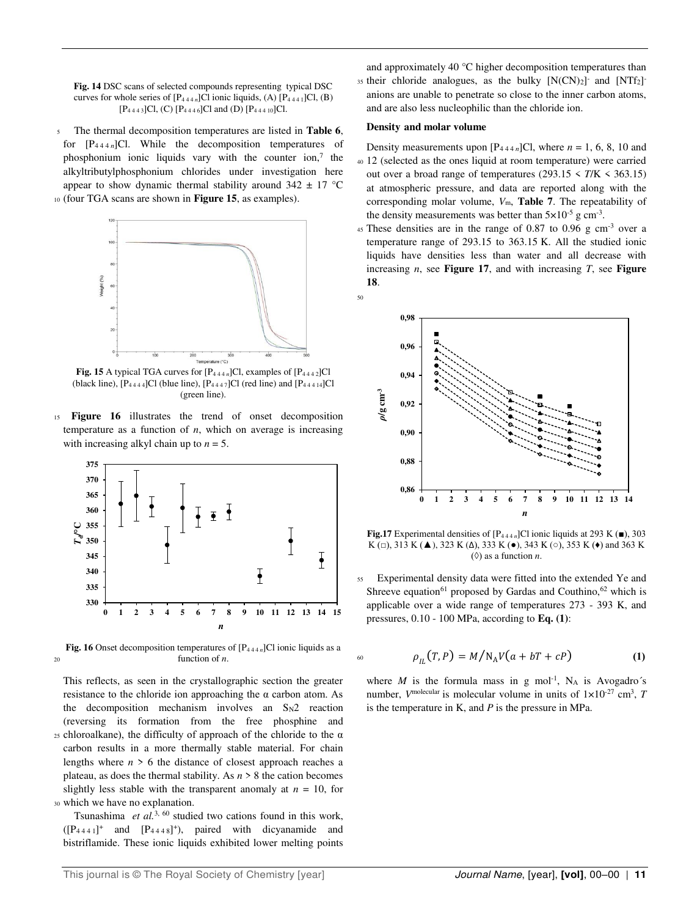**Fig. 14** DSC scans of selected compounds representing typical DSC curves for whole series of $[P_{4\,4\,4\,n}]Cl$ ionic liquids, (A) $[P_{4\,4\,4\,1}]Cl$, (B) $[P_{4\,4\,4\,3}]Cl$, (C) $[P_{4\,4\,4\,6}]Cl$ and (D) $[P_{4\,4\,4\,10}]Cl$.

The thermal decomposition temperatures are listed in **Table 6**, for $[P_{4\,4\,4\,n}]Cl$. While the decomposition temperatures of phosphonium ionic liquids vary with the counter ion,[7] the alkyltributylphosphonium chlorides under investigation here appear to show dynamic thermal stability around 342 ± 17 °C (four TGA scans are shown in **Figure 15**, as examples).

**Fig. 15** A typical TGA curves for $[P_{4\,4\,4\,n}]Cl$, examples of $[P_{4\,4\,4\,2}]Cl$ (black line), $[P_{4\,4\,4\,4}]Cl$ (blue line), $[P_{4\,4\,4\,7}]Cl$ (red line) and $[P_{4\,4\,4\,14}]Cl$ (green line).

**Figure 16** illustrates the trend of onset decomposition temperature as a function of *n*, which on average is increasing with increasing alkyl chain up to *n* = 5.

**Fig. 16** Onset decomposition temperatures of $[P_{4\,4\,4\,n}]Cl$ ionic liquids as a function of *n*.

This reflects, as seen in the crystallographic section the greater resistance to the chloride ion approaching the α carbon atom. As the decomposition mechanism involves an $S_N2$ reaction (reversing its formation from the free phosphine and chloroalkane), the difficulty of approach of the chloride to the α carbon results in a more thermally stable material. For chain lengths where *n* > 6 the distance of closest approach reaches a plateau, as does the thermal stability. As *n* > 8 the cation becomes slightly less stable with the transparent anomaly at *n* = 10, for which we have no explanation.

Tsunashima *et al.*[3, 60] studied two cations found in this work, ($[P_{4\,4\,4\,1}]^+$ and $[P_{4\,4\,4\,8}]^+$), paired with dicyanamide and bistriflamide. These ionic liquids exhibited lower melting points and approximately 40 °C higher decomposition temperatures than their chloride analogues, as the bulky $[N(CN)_2]^-$ and $[NTf_2]^-$ anions are unable to penetrate so close to the inner carbon atoms, and are also less nucleophilic than the chloride ion.

### Density and molar volume

Density measurements upon $[P_{4\,4\,4\,n}]Cl$, where *n* = 1, 6, 8, 10 and 12 (selected as the ones liquid at room temperature) were carried out over a broad range of temperatures (293.15 < *T*/K < 363.15) at atmospheric pressure, and data are reported along with the corresponding molar volume, $V_m$, **Table 7**. The repeatability of the density measurements was better than $5\times10^{-5}$ g cm$^{-3}$. These densities are in the range of 0.87 to 0.96 g cm$^{-3}$ over a temperature range of 293.15 to 363.15 K. All the studied ionic liquids have densities less than water and all decrease with increasing *n*, see **Figure 17**, and with increasing *T*, see **Figure 18**.

**Fig.17** Experimental densities of $[P_{4\,4\,4\,n}]Cl$ ionic liquids at 293 K (■), 303 K (□), 313 K (▲), 323 K (Δ), 333 K (●), 343 K (○), 353 K (♦) and 363 K (◊) as a function *n*.

Experimental density data were fitted into the extended Ye and Shreeve equation[61] proposed by Gardas and Couthino,[62] which is applicable over a wide range of temperatures 273 - 393 K, and pressures, 0.10 - 100 MPa, according to **Eq. (1)**:

$$\rho_{IL}(T,P) = M/N_A V(a + bT + cP) \qquad (1)$$

where *M* is the formula mass in g mol$^{-1}$, $N_A$ is Avogadro´s number, $V^{molecular}$ is molecular volume in units of $1\times10^{-27}$ cm$^3$, *T* is the temperature in K, and *P* is the pressure in MPa.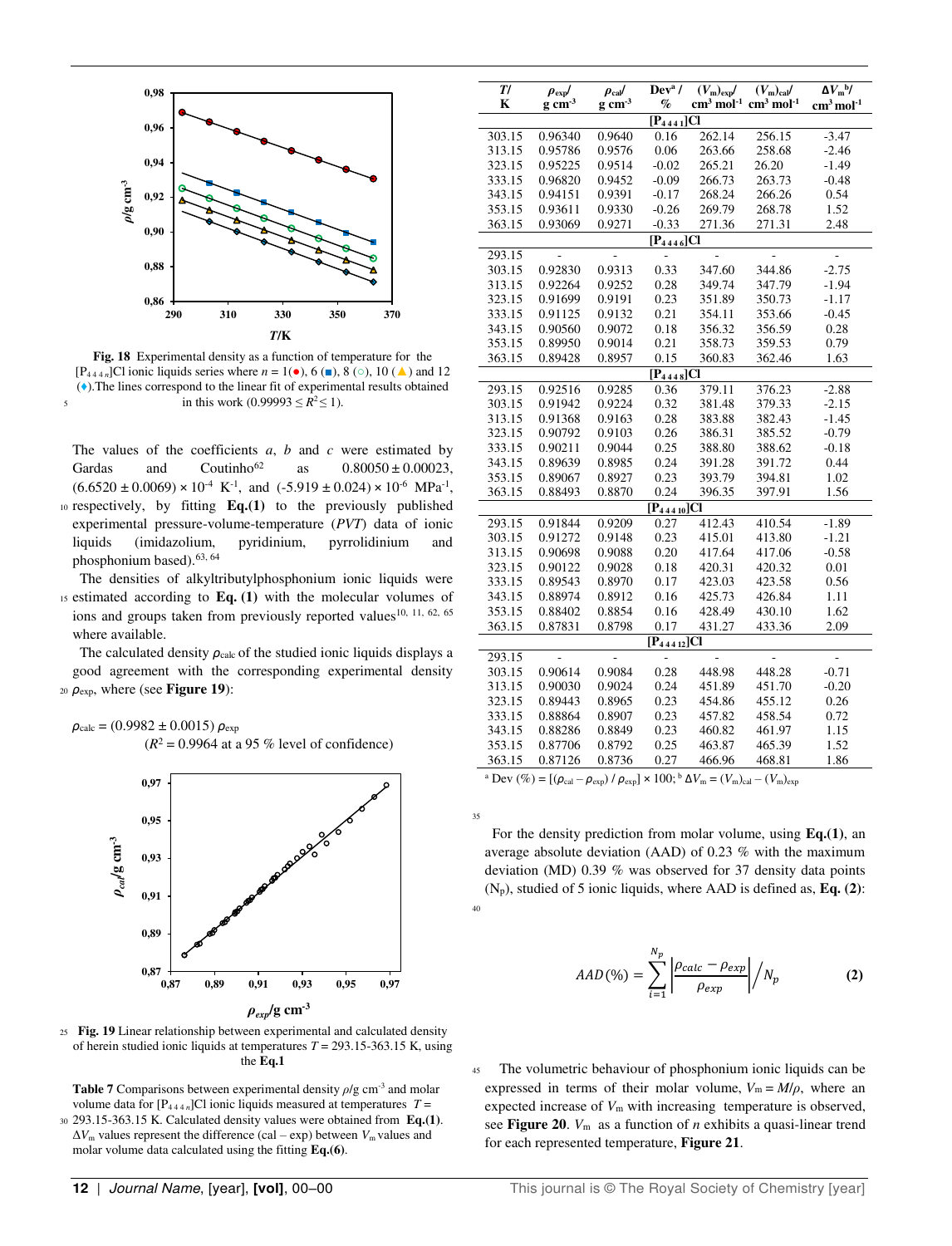**Fig. 18** Experimental density as a function of temperature for the $[P_{4\,4\,4\,n}]Cl$ ionic liquids series where $n$ = 1(●), 6 (■), 8 (○), 10 (▲) and 12 (♦).The lines correspond to the linear fit of experimental results obtained in this work ($0.99993 \le R^2 \le 1$).

The values of the coefficients $a$, $b$ and $c$ were estimated by Gardas and Coutinho[62] as $0.80050 \pm 0.00023$, $(6.6520 \pm 0.0069) \times 10^{-4}$ K$^{-1}$, and $(-5.919 \pm 0.024) \times 10^{-6}$ MPa$^{-1}$, respectively, by fitting **Eq.(1)** to the previously published experimental pressure-volume-temperature (*PVT*) data of ionic liquids (imidazolium, pyridinium, pyrrolidinium and phosphonium based).[63, 64]

The densities of alkyltributylphosphonium ionic liquids were estimated according to **Eq. (1)** with the molecular volumes of ions and groups taken from previously reported values[10, 11, 62, 65] where available.

The calculated density $\rho_{calc}$ of the studied ionic liquids displays a good agreement with the corresponding experimental density $\rho_{exp}$, where (see **Figure 19**):

$$\rho_{calc} = (0.9982 \pm 0.0015)\,\rho_{exp}$$
$$(R^2 = 0.9964 \text{ at a 95 \% level of confidence})$$

**Fig. 19** Linear relationship between experimental and calculated density of herein studied ionic liquids at temperatures $T$ = 293.15-363.15 K, using the **Eq.1**

**Table 7** Comparisons between experimental density $\rho$/g cm$^{-3}$ and molar volume data for $[P_{4\,4\,4\,n}]Cl$ ionic liquids measured at temperatures $T$ = 293.15-363.15 K. Calculated density values were obtained from **Eq.(1)**. $\Delta V_m$ values represent the difference (cal – exp) between $V_m$ values and molar volume data calculated using the fitting **Eq.(6)**.

| $T$/ K | $\rho_{exp}$/ g cm$^{-3}$ | $\rho_{cal}$/ g cm$^{-3}$ | Dev$^a$ / % | $(V_m)_{exp}$/ cm$^3$ mol$^{-1}$ | $(V_m)_{cal}$/ cm$^3$ mol$^{-1}$ | $\Delta V_m{}^b$/ cm$^3$ mol$^{-1}$ |
|---|---|---|---|---|---|---|
| | | | $[P_{4441}]Cl$ | | | |
| 303.15 | 0.96340 | 0.9640 | 0.16 | 262.14 | 256.15 | -3.47 |
| 313.15 | 0.95786 | 0.9576 | 0.06 | 263.66 | 258.68 | -2.46 |
| 323.15 | 0.95225 | 0.9514 | -0.02 | 265.21 | 26.20 | -1.49 |
| 333.15 | 0.96820 | 0.9452 | -0.09 | 266.73 | 263.73 | -0.48 |
| 343.15 | 0.94151 | 0.9391 | -0.17 | 268.24 | 266.26 | 0.54 |
| 353.15 | 0.93611 | 0.9330 | -0.26 | 269.79 | 268.78 | 1.52 |
| 363.15 | 0.93069 | 0.9271 | -0.33 | 271.36 | 271.31 | 2.48 |
| | | | $[P_{4446}]Cl$ | | | |
| 293.15 | - | - | - | - | - | - |
| 303.15 | 0.92830 | 0.9313 | 0.33 | 347.60 | 344.86 | -2.75 |
| 313.15 | 0.92264 | 0.9252 | 0.28 | 349.74 | 347.79 | -1.94 |
| 323.15 | 0.91699 | 0.9191 | 0.23 | 351.89 | 350.73 | -1.17 |
| 333.15 | 0.91125 | 0.9132 | 0.21 | 354.11 | 353.66 | -0.45 |
| 343.15 | 0.90560 | 0.9072 | 0.18 | 356.32 | 356.59 | 0.28 |
| 353.15 | 0.89950 | 0.9014 | 0.21 | 358.73 | 359.53 | 0.79 |
| 363.15 | 0.89428 | 0.8957 | 0.15 | 360.83 | 362.46 | 1.63 |
| | | | $[P_{4448}]Cl$ | | | |
| 293.15 | 0.92516 | 0.9285 | 0.36 | 379.11 | 376.23 | -2.88 |
| 303.15 | 0.91942 | 0.9224 | 0.32 | 381.48 | 379.33 | -2.15 |
| 313.15 | 0.91368 | 0.9163 | 0.28 | 383.88 | 382.43 | -1.45 |
| 323.15 | 0.90792 | 0.9103 | 0.26 | 386.31 | 385.52 | -0.79 |
| 333.15 | 0.90211 | 0.9044 | 0.25 | 388.80 | 388.62 | -0.18 |
| 343.15 | 0.89639 | 0.8985 | 0.24 | 391.28 | 391.72 | 0.44 |
| 353.15 | 0.89067 | 0.8927 | 0.23 | 393.79 | 394.81 | 1.02 |
| 363.15 | 0.88493 | 0.8870 | 0.24 | 396.35 | 397.91 | 1.56 |
| | | | $[P_{44410}]Cl$ | | | |
| 293.15 | 0.91844 | 0.9209 | 0.27 | 412.43 | 410.54 | -1.89 |
| 303.15 | 0.91272 | 0.9148 | 0.23 | 415.01 | 413.80 | -1.21 |
| 313.15 | 0.90698 | 0.9088 | 0.20 | 417.64 | 417.06 | -0.58 |
| 323.15 | 0.90122 | 0.9028 | 0.18 | 420.31 | 420.32 | 0.01 |
| 333.15 | 0.89543 | 0.8970 | 0.17 | 423.03 | 423.58 | 0.56 |
| 343.15 | 0.88974 | 0.8912 | 0.16 | 425.73 | 426.84 | 1.11 |
| 353.15 | 0.88402 | 0.8854 | 0.16 | 428.49 | 430.10 | 1.62 |
| 363.15 | 0.87831 | 0.8798 | 0.17 | 431.27 | 433.36 | 2.09 |
| | | | $[P_{44412}]Cl$ | | | |
| 293.15 | - | - | - | - | - | - |
| 303.15 | 0.90614 | 0.9084 | 0.28 | 448.98 | 448.28 | -0.71 |
| 313.15 | 0.90030 | 0.9024 | 0.24 | 451.89 | 451.70 | -0.20 |
| 323.15 | 0.89443 | 0.8965 | 0.23 | 454.86 | 455.12 | 0.26 |
| 333.15 | 0.88864 | 0.8907 | 0.23 | 457.82 | 458.54 | 0.72 |
| 343.15 | 0.88286 | 0.8849 | 0.23 | 460.82 | 461.97 | 1.15 |
| 353.15 | 0.87706 | 0.8792 | 0.25 | 463.87 | 465.39 | 1.52 |
| 363.15 | 0.87126 | 0.8736 | 0.27 | 466.96 | 468.81 | 1.86 |

$^a$ Dev (%) = $[(\rho_{cal} - \rho_{exp}) / \rho_{exp}] \times 100$; $^b$ $\Delta V_m = (V_m)_{cal} - (V_m)_{exp}$

For the density prediction from molar volume, using **Eq.(1)**, an average absolute deviation (AAD) of 0.23 % with the maximum deviation (MD) 0.39 % was observed for 37 density data points ($N_p$), studied of 5 ionic liquids, where AAD is defined as, **Eq. (2)**:

$$AAD(\%) = \sum_{i=1}^{N_p} \left| \frac{\rho_{calc} - \rho_{exp}}{\rho_{exp}} \right| \Big/ N_p \qquad \textbf{(2)}$$

The volumetric behaviour of phosphonium ionic liquids can be expressed in terms of their molar volume, $V_m = M/\rho$, where an expected increase of $V_m$ with increasing temperature is observed, see **Figure 20**. $V_m$ as a function of $n$ exhibits a quasi-linear trend for each represented temperature, **Figure 21**.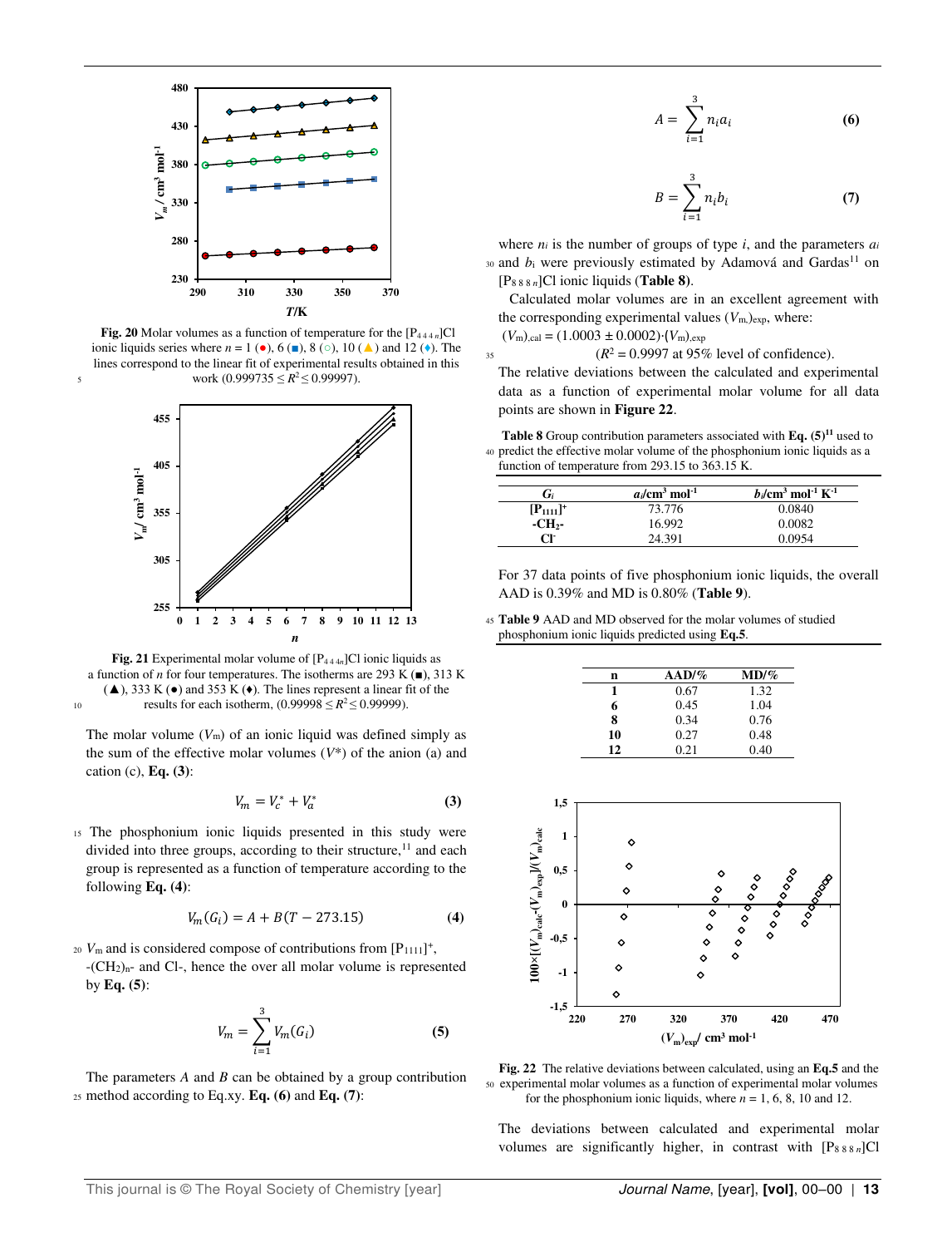Fig. 20 Molar volumes as a function of temperature for the $[P_{4\,4\,4\,n}]Cl$ ionic liquids series where $n$ = 1 (●), 6 (■), 8 (○), 10 (▲) and 12 (♦). The lines correspond to the linear fit of experimental results obtained in this work ($0.999735 \le R^2 \le 0.99997$).

Fig. 21 Experimental molar volume of $[P_{4\,4\,4\,n}]Cl$ ionic liquids as a function of $n$ for four temperatures. The isotherms are 293 K (■), 313 K (▲), 333 K (●) and 353 K (♦). The lines represent a linear fit of the results for each isotherm, ($0.99998 \le R^2 \le 0.99999$).

The molar volume ($V_m$) of an ionic liquid was defined simply as the sum of the effective molar volumes ($V^*$) of the anion (a) and cation (c), **Eq. (3)**:

$$V_m = V_c^* + V_a^* \qquad (3)$$

The phosphonium ionic liquids presented in this study were divided into three groups, according to their structure,[11] and each group is represented as a function of temperature according to the following **Eq. (4)**:

$$V_m(G_i) = A + B(T - 273.15) \qquad (4)$$

$V_m$ and is considered compose of contributions from $[P_{1111}]^+$, $-(CH_2)_n-$ and $Cl^-$, hence the over all molar volume is represented by **Eq. (5)**:

$$V_m = \sum_{i=1}^{3} V_m(G_i) \qquad (5)$$

The parameters $A$ and $B$ can be obtained by a group contribution method according to Eq.xy. **Eq. (6)** and **Eq. (7)**:

$$A = \sum_{i=1}^{3} n_i a_i \qquad (6)$$

$$B = \sum_{i=1}^{3} n_i b_i \qquad (7)$$

where $n_i$ is the number of groups of type $i$, and the parameters $a_i$ and $b_i$ were previously estimated by Adamová and Gardas[11] on $[P_{8\,8\,8\,n}]Cl$ ionic liquids (**Table 8**).

Calculated molar volumes are in an excellent agreement with the corresponding experimental values $(V_{m,})_{exp}$, where:

$(V_m)_{cal} = (1.0003 \pm 0.0002)\cdot(V_m)_{exp}$

($R^2 = 0.9997$ at 95% level of confidence).

The relative deviations between the calculated and experimental data as a function of experimental molar volume for all data points are shown in **Figure 22**.

**Table 8** Group contribution parameters associated with **Eq. (5)**[11] used to predict the effective molar volume of the phosphonium ionic liquids as a function of temperature from 293.15 to 363.15 K.

| $G_i$ | $a_i$/cm³ mol⁻¹ | $b_i$/cm³ mol⁻¹ K⁻¹ |
|---|---|---|
| $[P_{1111}]^+$ | 73.776 | 0.0840 |
| $-CH_2-$ | 16.992 | 0.0082 |
| $Cl^-$ | 24.391 | 0.0954 |

For 37 data points of five phosphonium ionic liquids, the overall AAD is 0.39% and MD is 0.80% (**Table 9**).

**Table 9** AAD and MD observed for the molar volumes of studied phosphonium ionic liquids predicted using **Eq.5**.

| n | AAD/% | MD/% |
|---|---|---|
| 1 | 0.67 | 1.32 |
| 6 | 0.45 | 1.04 |
| 8 | 0.34 | 0.76 |
| 10 | 0.27 | 0.48 |
| 12 | 0.21 | 0.40 |

**Fig. 22** The relative deviations between calculated, using an **Eq.5** and the experimental molar volumes as a function of experimental molar volumes for the phosphonium ionic liquids, where $n$ = 1, 6, 8, 10 and 12.

The deviations between calculated and experimental molar volumes are significantly higher, in contrast with $[P_{8\,8\,8\,n}]Cl$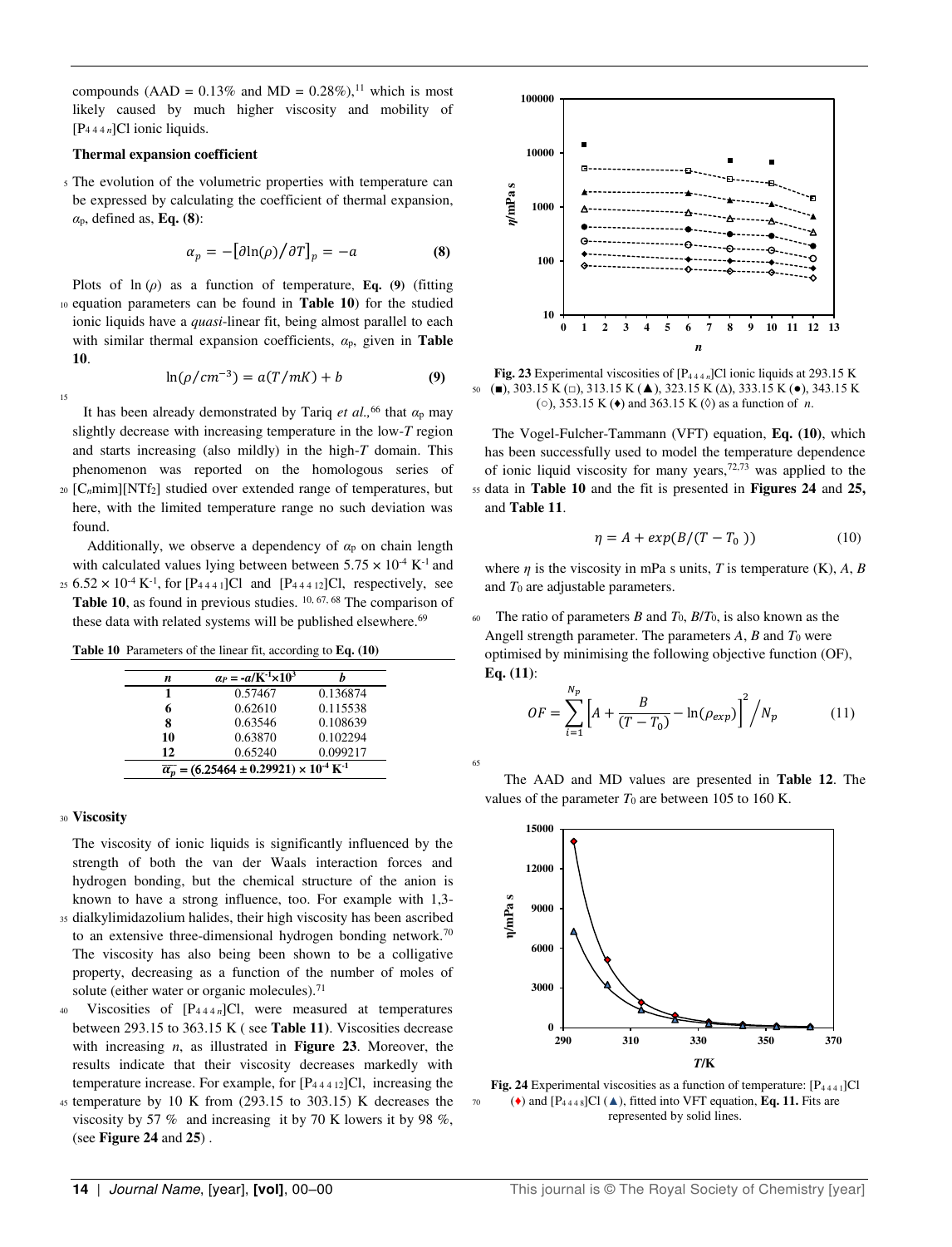compounds (AAD = 0.13% and MD = 0.28%),[11] which is most likely caused by much higher viscosity and mobility of $[P_{444n}]Cl$ ionic liquids.

### Thermal expansion coefficient

The evolution of the volumetric properties with temperature can be expressed by calculating the coefficient of thermal expansion, $\alpha_p$, defined as, **Eq. (8)**:

$$\alpha_p = -\left[\partial \ln(\rho)/\partial T\right]_p = -a \qquad \textbf{(8)}$$

Plots of ln ($\rho$) as a function of temperature, **Eq. (9)** (fitting equation parameters can be found in **Table 10**) for the studied ionic liquids have a *quasi*-linear fit, being almost parallel to each with similar thermal expansion coefficients, $\alpha_p$, given in **Table 10**.

$$\ln(\rho/cm^{-3}) = a(T/mK) + b \qquad \textbf{(9)}$$

It has been already demonstrated by Tariq *et al.*,[66] that $\alpha_p$ may slightly decrease with increasing temperature in the low-*T* region and starts increasing (also mildly) in the high-*T* domain. This phenomenon was reported on the homologous series of $[C_n mim][NTf_2]$ studied over extended range of temperatures, but here, with the limited temperature range no such deviation was found.

Additionally, we observe a dependency of $\alpha_p$ on chain length with calculated values lying between between $5.75 \times 10^{-4}$ K$^{-1}$ and $6.52 \times 10^{-4}$ K$^{-1}$, for $[P_{4441}]Cl$ and $[P_{44412}]Cl$, respectively, see **Table 10**, as found in previous studies. [10, 67, 68] The comparison of these data with related systems will be published elsewhere.[69]

**Table 10** Parameters of the linear fit, according to **Eq. (10)**

| *n* | $\alpha_P = -a/K^{-1}\times10^3$ | *b* |
|---|---|---|
| **1** | 0.57467 | 0.136874 |
| **6** | 0.62610 | 0.115538 |
| **8** | 0.63546 | 0.108639 |
| **10** | 0.63870 | 0.102294 |
| **12** | 0.65240 | 0.099217 |
| $\overline{\alpha_p} = (6.25464 \pm 0.29921) \times 10^{-4}$ K$^{-1}$ | | |

### Viscosity

The viscosity of ionic liquids is significantly influenced by the strength of both the van der Waals interaction forces and hydrogen bonding, but the chemical structure of the anion is known to have a strong influence, too. For example with 1,3-dialkylimidazolium halides, their high viscosity has been ascribed to an extensive three-dimensional hydrogen bonding network.[70] The viscosity has also being been shown to be a colligative property, decreasing as a function of the number of moles of solute (either water or organic molecules).[71]

Viscosities of $[P_{444n}]Cl$, were measured at temperatures between 293.15 to 363.15 K ( see **Table 11**). Viscosities decrease with increasing *n*, as illustrated in **Figure 23**. Moreover, the results indicate that their viscosity decreases markedly with temperature increase. For example, for $[P_{44412}]Cl$, increasing the temperature by 10 K from (293.15 to 303.15) K decreases the viscosity by 57 % and increasing it by 70 K lowers it by 98 %, (see **Figure 24** and **25**) .

**Fig. 23** Experimental viscosities of $[P_{444n}]Cl$ ionic liquids at 293.15 K (■), 303.15 K (□), 313.15 K (▲), 323.15 K (Δ), 333.15 K (●), 343.15 K (○), 353.15 K (♦) and 363.15 K (◊) as a function of *n*.

The Vogel-Fulcher-Tammann (VFT) equation, **Eq. (10)**, which has been successfully used to model the temperature dependence of ionic liquid viscosity for many years,[72,73] was applied to the data in **Table 10** and the fit is presented in **Figures 24** and **25,** and **Table 11**.

$$\eta = A + exp(B/(T - T_0)) \qquad (10)$$

where $\eta$ is the viscosity in mPa s units, *T* is temperature (K), *A*, *B* and $T_0$ are adjustable parameters.

The ratio of parameters *B* and $T_0$, $B/T_0$, is also known as the Angell strength parameter. The parameters *A*, *B* and $T_0$ were optimised by minimising the following objective function (OF), **Eq. (11)**:

$$OF = \sum_{i=1}^{N_p}\left[A + \frac{B}{(T - T_0)} - \ln(\rho_{exp})\right]^2 \Big/ N_p \qquad (11)$$

The AAD and MD values are presented in **Table 12**. The values of the parameter $T_0$ are between 105 to 160 K.

**Fig. 24** Experimental viscosities as a function of temperature: $[P_{4441}]Cl$ (♦) and $[P_{4448}]Cl$ (▲), fitted into VFT equation, **Eq. 11.** Fits are represented by solid lines.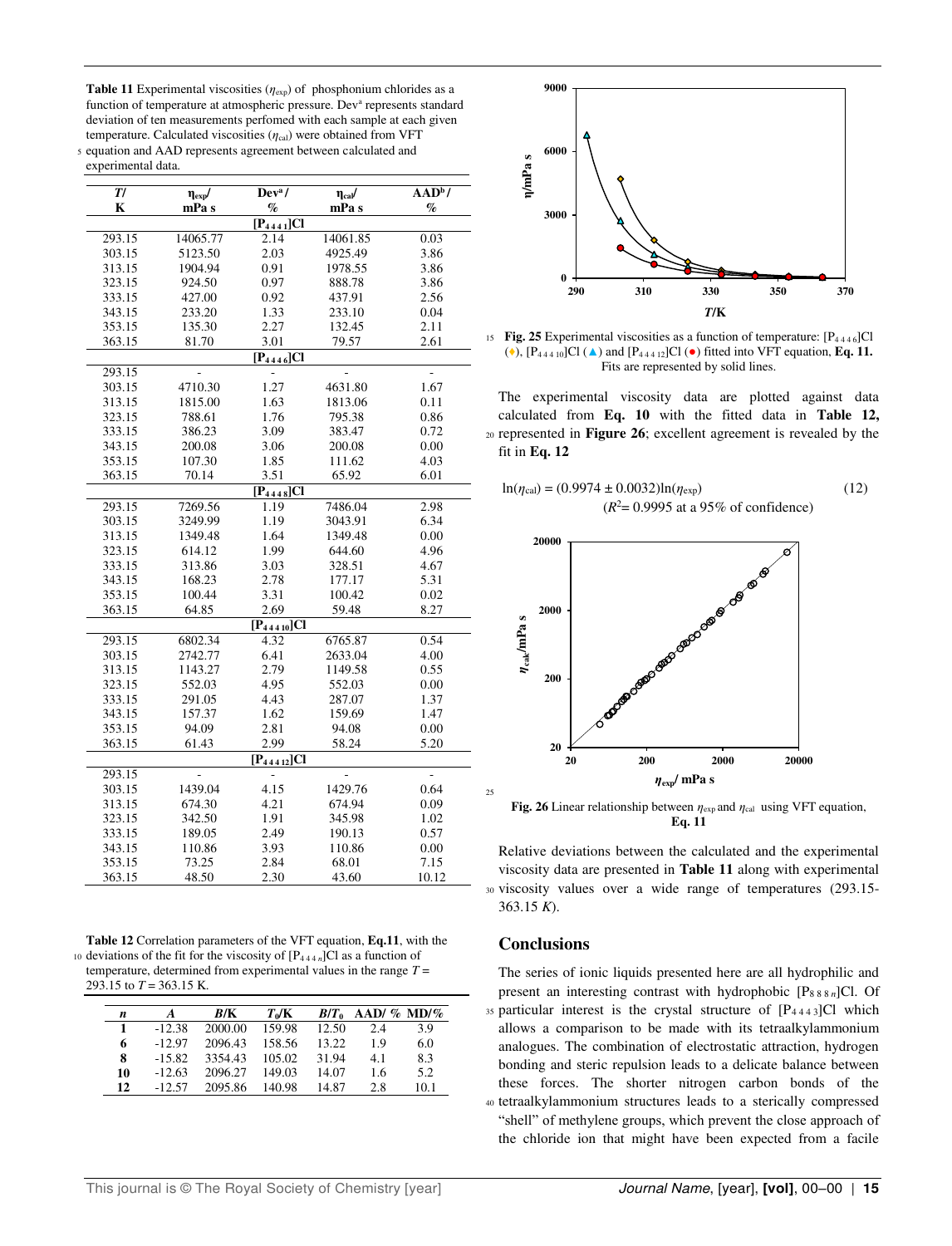**Table 11** Experimental viscosities ($\eta_{exp}$) of phosphonium chlorides as a function of temperature at atmospheric pressure. Dev[a] represents standard deviation of ten measurements perfomed with each sample at each given temperature. Calculated viscosities ($\eta_{cal}$) were obtained from VFT equation and AAD represents agreement between calculated and experimental data.

| $T$/ K | $\eta_{exp}$/ mPa s | Dev[a] / % | $\eta_{cal}$/ mPa s | AAD[b] / % |
|---|---|---|---|---|
| | | $[P_{4441}]Cl$ | | |
| 293.15 | 14065.77 | 2.14 | 14061.85 | 0.03 |
| 303.15 | 5123.50 | 2.03 | 4925.49 | 3.86 |
| 313.15 | 1904.94 | 0.91 | 1978.55 | 3.86 |
| 323.15 | 924.50 | 0.97 | 888.78 | 3.86 |
| 333.15 | 427.00 | 0.92 | 437.91 | 2.56 |
| 343.15 | 233.20 | 1.33 | 233.10 | 0.04 |
| 353.15 | 135.30 | 2.27 | 132.45 | 2.11 |
| 363.15 | 81.70 | 3.01 | 79.57 | 2.61 |
| | | $[P_{4446}]Cl$ | | |
| 293.15 | - | - | - | - |
| 303.15 | 4710.30 | 1.27 | 4631.80 | 1.67 |
| 313.15 | 1815.00 | 1.63 | 1813.06 | 0.11 |
| 323.15 | 788.61 | 1.76 | 795.38 | 0.86 |
| 333.15 | 386.23 | 3.09 | 383.47 | 0.72 |
| 343.15 | 200.08 | 3.06 | 200.08 | 0.00 |
| 353.15 | 107.30 | 1.85 | 111.62 | 4.03 |
| 363.15 | 70.14 | 3.51 | 65.92 | 6.01 |
| | | $[P_{4448}]Cl$ | | |
| 293.15 | 7269.56 | 1.19 | 7486.04 | 2.98 |
| 303.15 | 3249.99 | 1.19 | 3043.91 | 6.34 |
| 313.15 | 1349.48 | 1.64 | 1349.48 | 0.00 |
| 323.15 | 614.12 | 1.99 | 644.60 | 4.96 |
| 333.15 | 313.86 | 3.03 | 328.51 | 4.67 |
| 343.15 | 168.23 | 2.78 | 177.17 | 5.31 |
| 353.15 | 100.44 | 3.31 | 100.42 | 0.02 |
| 363.15 | 64.85 | 2.69 | 59.48 | 8.27 |
| | | $[P_{44410}]Cl$ | | |
| 293.15 | 6802.34 | 4.32 | 6765.87 | 0.54 |
| 303.15 | 2742.77 | 6.41 | 2633.04 | 4.00 |
| 313.15 | 1143.27 | 2.79 | 1149.58 | 0.55 |
| 323.15 | 552.03 | 4.95 | 552.03 | 0.00 |
| 333.15 | 291.05 | 4.43 | 287.07 | 1.37 |
| 343.15 | 157.37 | 1.62 | 159.69 | 1.47 |
| 353.15 | 94.09 | 2.81 | 94.08 | 0.00 |
| 363.15 | 61.43 | 2.99 | 58.24 | 5.20 |
| | | $[P_{44412}]Cl$ | | |
| 293.15 | - | - | - | - |
| 303.15 | 1439.04 | 4.15 | 1429.76 | 0.64 |
| 313.15 | 674.30 | 4.21 | 674.94 | 0.09 |
| 323.15 | 342.50 | 1.91 | 345.98 | 1.02 |
| 333.15 | 189.05 | 2.49 | 190.13 | 0.57 |
| 343.15 | 110.86 | 3.93 | 110.86 | 0.00 |
| 353.15 | 73.25 | 2.84 | 68.01 | 7.15 |
| 363.15 | 48.50 | 2.30 | 43.60 | 10.12 |

**Table 12** Correlation parameters of the VFT equation, **Eq.11**, with the deviations of the fit for the viscosity of $[P_{444n}]Cl$ as a function of temperature, determined from experimental values in the range $T$ = 293.15 to $T$ = 363.15 K.

| $n$ | $A$ | $B$/K | $T_0$/K | $B/T_0$ | AAD/ % | MD/% |
|---|---|---|---|---|---|---|
| 1 | -12.38 | 2000.00 | 159.98 | 12.50 | 2.4 | 3.9 |
| 6 | -12.97 | 2096.43 | 158.56 | 13.22 | 1.9 | 6.0 |
| 8 | -15.82 | 3354.43 | 105.02 | 31.94 | 4.1 | 8.3 |
| 10 | -12.63 | 2096.27 | 149.03 | 14.07 | 1.6 | 5.2 |
| 12 | -12.57 | 2095.86 | 140.98 | 14.87 | 2.8 | 10.1 |

**Fig. 25** Experimental viscosities as a function of temperature: $[P_{4446}]Cl$ (♦), $[P_{44410}]Cl$ (▲) and $[P_{44412}]Cl$ (●) fitted into VFT equation, **Eq. 11.** Fits are represented by solid lines.

The experimental viscosity data are plotted against data calculated from **Eq. 10** with the fitted data in **Table 12,** represented in **Figure 26**; excellent agreement is revealed by the fit in **Eq. 12**

$$\ln(\eta_{cal}) = (0.9974 \pm 0.0032)\ln(\eta_{exp}) \qquad (12)$$

$$(R^2 = 0.9995 \text{ at a } 95\% \text{ of confidence})$$

**Fig. 26** Linear relationship between $\eta_{exp}$ and $\eta_{cal}$ using VFT equation, **Eq. 11**

Relative deviations between the calculated and the experimental viscosity data are presented in **Table 11** along with experimental viscosity values over a wide range of temperatures (293.15-363.15 *K*).

## Conclusions

The series of ionic liquids presented here are all hydrophilic and present an interesting contrast with hydrophobic $[P_{888n}]Cl$. Of particular interest is the crystal structure of $[P_{4443}]Cl$ which allows a comparison to be made with its tetraalkylammonium analogues. The combination of electrostatic attraction, hydrogen bonding and steric repulsion leads to a delicate balance between these forces. The shorter nitrogen carbon bonds of the tetraalkylammonium structures leads to a sterically compressed "shell" of methylene groups, which prevent the close approach of the chloride ion that might have been expected from a facile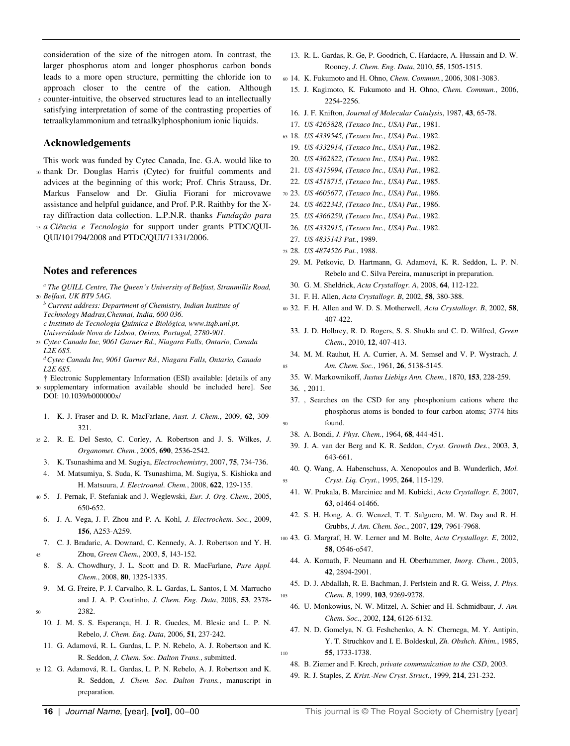consideration of the size of the nitrogen atom. In contrast, the larger phosphorus atom and longer phosphorus carbon bonds leads to a more open structure, permitting the chloride ion to approach closer to the centre of the cation. Although counter-intuitive, the observed structures lead to an intellectually satisfying interpretation of some of the contrasting properties of tetraalkylammonium and tetraalkylphosphonium ionic liquids.

## Acknowledgements

This work was funded by Cytec Canada, Inc. G.A. would like to thank Dr. Douglas Harris (Cytec) for fruitful comments and advices at the beginning of this work; Prof. Chris Strauss, Dr. Markus Fanselow and Dr. Giulia Fiorani for microvawe assistance and helpful guidance, and Prof. P.R. Raithby for the X-ray diffraction data collection. L.P.N.R. thanks *Fundação para a Ciência e Tecnologia* for support under grants PTDC/QUI-QUI/101794/2008 and PTDC/QUI/71331/2006.

## Notes and references

[a] *The QUILL Centre, The Queen´s University of Belfast, Stranmillis Road, Belfast, UK BT9 5AG.*
[b] *Current address: Department of Chemistry, Indian Institute of Technology Madras,Chennai, India, 600 036.*
*c Instituto de Tecnologia Química e Biológica, www.itqb.unl.pt, Universidade Nova de Lisboa, Oeiras, Portugal, 2780-901.*
*Cytec Canada Inc, 9061 Garner Rd., Niagara Falls, Ontario, Canada L2E 6S5.*
[d] *Cytec Canada Inc, 9061 Garner Rd., Niagara Falls, Ontario, Canada L2E 6S5.*

† Electronic Supplementary Information (ESI) available: [details of any supplementary information available should be included here]. See DOI: 10.1039/b000000x/

1. K. J. Fraser and D. R. MacFarlane, *Aust. J. Chem.*, 2009, **62**, 309-321.
2. R. E. Del Sesto, C. Corley, A. Robertson and J. S. Wilkes, *J. Organomet. Chem.*, 2005, **690**, 2536-2542.
3. K. Tsunashima and M. Sugiya, *Electrochemistry*, 2007, **75**, 734-736.
4. M. Matsumiya, S. Suda, K. Tsunashima, M. Sugiya, S. Kishioka and H. Matsuura, *J. Electroanal. Chem.*, 2008, **622**, 129-135.
5. J. Pernak, F. Stefaniak and J. Weglewski, *Eur. J. Org. Chem.*, 2005, 650-652.
6. J. A. Vega, J. F. Zhou and P. A. Kohl, *J. Electrochem. Soc.*, 2009, **156**, A253-A259.
7. C. J. Bradaric, A. Downard, C. Kennedy, A. J. Robertson and Y. H. Zhou, *Green Chem.*, 2003, **5**, 143-152.
8. S. A. Chowdhury, J. L. Scott and D. R. MacFarlane, *Pure Appl. Chem.*, 2008, **80**, 1325-1335.
9. M. G. Freire, P. J. Carvalho, R. L. Gardas, L. Santos, I. M. Marrucho and J. A. P. Coutinho, *J. Chem. Eng. Data*, 2008, **53**, 2378-2382.
10. J. M. S. S. Esperança, H. J. R. Guedes, M. Blesic and L. P. N. Rebelo, *J. Chem. Eng. Data*, 2006, **51**, 237-242.
11. G. Adamová, R. L. Gardas, L. P. N. Rebelo, A. J. Robertson and K. R. Seddon, *J. Chem. Soc. Dalton Trans.*, submitted.
12. G. Adamová, R. L. Gardas, L. P. N. Rebelo, A. J. Robertson and K. R. Seddon, *J. Chem. Soc. Dalton Trans.*, manuscript in preparation.
13. R. L. Gardas, R. Ge, P. Goodrich, C. Hardacre, A. Hussain and D. W. Rooney, *J. Chem. Eng. Data*, 2010, **55**, 1505-1515.
14. K. Fukumoto and H. Ohno, *Chem. Commun.*, 2006, 3081-3083.
15. J. Kagimoto, K. Fukumoto and H. Ohno, *Chem. Commun.*, 2006, 2254-2256.
16. J. F. Knifton, *Journal of Molecular Catalysis*, 1987, **43**, 65-78.
17. *US 4265828, (Texaco Inc., USA) Pat.*, 1981.
18. *US 4339545, (Texaco Inc., USA) Pat.*, 1982.
19. *US 4332914, (Texaco Inc., USA) Pat.*, 1982.
20. *US 4362822, (Texaco Inc., USA) Pat.*, 1982.
21. *US 4315994, (Texaco Inc., USA) Pat.*, 1982.
22. *US 4518715, (Texaco Inc., USA) Pat.*, 1985.
23. *US 4605677, (Texaco Inc., USA) Pat.*, 1986.
24. *US 4622343, (Texaco Inc., USA) Pat.*, 1986.
25. *US 4366259, (Texaco Inc., USA) Pat.*, 1982.
26. *US 4332915, (Texaco Inc., USA) Pat.*, 1982.
27. *US 4835143 Pat.*, 1989.
28. *US 4874526 Pat.*, 1988.
29. M. Petkovic, D. Hartmann, G. Adamová, K. R. Seddon, L. P. N. Rebelo and C. Silva Pereira, manuscript in preparation.
30. G. M. Sheldrick, *Acta Crystallogr. A*, 2008, **64**, 112-122.
31. F. H. Allen, *Acta Crystallogr. B*, 2002, **58**, 380-388.
32. F. H. Allen and W. D. S. Motherwell, *Acta Crystallogr. B*, 2002, **58**, 407-422.
33. J. D. Holbrey, R. D. Rogers, S. S. Shukla and C. D. Wilfred, *Green Chem.*, 2010, **12**, 407-413.
34. M. M. Rauhut, H. A. Currier, A. M. Semsel and V. P. Wystrach, *J. Am. Chem. Soc.*, 1961, **26**, 5138-5145.
35. W. Markownikoff, *Justus Liebigs Ann. Chem.*, 1870, **153**, 228-259.
36. , 2011.
37. , Searches on the CSD for any phosphonium cations where the phosphorus atoms is bonded to four carbon atoms; 3774 hits found.
38. A. Bondi, *J. Phys. Chem.*, 1964, **68**, 444-451.
39. J. A. van der Berg and K. R. Seddon, *Cryst. Growth Des.*, 2003, **3**, 643-661.
40. Q. Wang, A. Habenschuss, A. Xenopoulos and B. Wunderlich, *Mol. Cryst. Liq. Cryst.*, 1995, **264**, 115-129.
41. W. Prukala, B. Marciniec and M. Kubicki, *Acta Crystallogr. E*, 2007, **63**, o1464-o1466.
42. S. H. Hong, A. G. Wenzel, T. T. Salguero, M. W. Day and R. H. Grubbs, *J. Am. Chem. Soc.*, 2007, **129**, 7961-7968.
43. G. Margraf, H. W. Lerner and M. Bolte, *Acta Crystallogr. E*, 2002, **58**, O546-o547.
44. A. Kornath, F. Neumann and H. Oberhammer, *Inorg. Chem.*, 2003, **42**, 2894-2901.
45. D. J. Abdallah, R. E. Bachman, J. Perlstein and R. G. Weiss, *J. Phys. Chem. B*, 1999, **103**, 9269-9278.
46. U. Monkowius, N. W. Mitzel, A. Schier and H. Schmidbaur, *J. Am. Chem. Soc.*, 2002, **124**, 6126-6132.
47. N. D. Gomelya, N. G. Feshchenko, A. N. Chernega, M. Y. Antipin, Y. T. Struchkov and I. E. Boldeskul, *Zh. Obshch. Khim.*, 1985, **55**, 1733-1738.
48. B. Ziemer and F. Krech, *private communication to the CSD*, 2003.
49. R. J. Staples, *Z. Krist.-New Cryst. Struct.*, 1999, **214**, 231-232.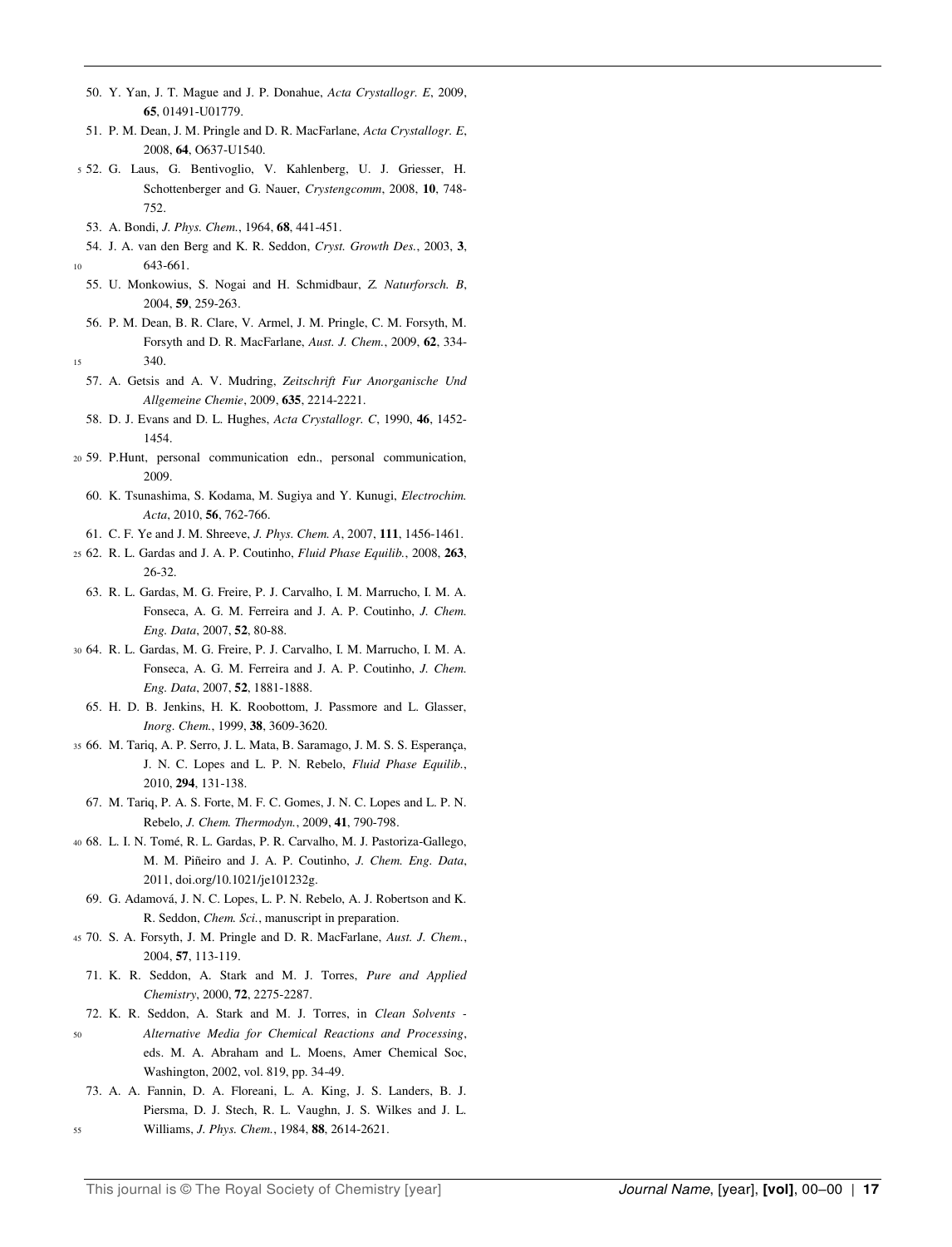50. Y. Yan, J. T. Mague and J. P. Donahue, *Acta Crystallogr. E*, 2009, **65**, 01491-U01779.
51. P. M. Dean, J. M. Pringle and D. R. MacFarlane, *Acta Crystallogr. E*, 2008, **64**, O637-U1540.
52. G. Laus, G. Bentivoglio, V. Kahlenberg, U. J. Griesser, H. Schottenberger and G. Nauer, *Crystengcomm*, 2008, **10**, 748-752.
53. A. Bondi, *J. Phys. Chem.*, 1964, **68**, 441-451.
54. J. A. van den Berg and K. R. Seddon, *Cryst. Growth Des.*, 2003, **3**, 643-661.
55. U. Monkowius, S. Nogai and H. Schmidbaur, *Z. Naturforsch. B*, 2004, **59**, 259-263.
56. P. M. Dean, B. R. Clare, V. Armel, J. M. Pringle, C. M. Forsyth, M. Forsyth and D. R. MacFarlane, *Aust. J. Chem.*, 2009, **62**, 334-340.
57. A. Getsis and A. V. Mudring, *Zeitschrift Fur Anorganische Und Allgemeine Chemie*, 2009, **635**, 2214-2221.
58. D. J. Evans and D. L. Hughes, *Acta Crystallogr. C*, 1990, **46**, 1452-1454.
59. P.Hunt, personal communication edn., personal communication, 2009.
60. K. Tsunashima, S. Kodama, M. Sugiya and Y. Kunugi, *Electrochim. Acta*, 2010, **56**, 762-766.
61. C. F. Ye and J. M. Shreeve, *J. Phys. Chem. A*, 2007, **111**, 1456-1461.
62. R. L. Gardas and J. A. P. Coutinho, *Fluid Phase Equilib.*, 2008, **263**, 26-32.
63. R. L. Gardas, M. G. Freire, P. J. Carvalho, I. M. Marrucho, I. M. A. Fonseca, A. G. M. Ferreira and J. A. P. Coutinho, *J. Chem. Eng. Data*, 2007, **52**, 80-88.
64. R. L. Gardas, M. G. Freire, P. J. Carvalho, I. M. Marrucho, I. M. A. Fonseca, A. G. M. Ferreira and J. A. P. Coutinho, *J. Chem. Eng. Data*, 2007, **52**, 1881-1888.
65. H. D. B. Jenkins, H. K. Roobottom, J. Passmore and L. Glasser, *Inorg. Chem.*, 1999, **38**, 3609-3620.
66. M. Tariq, A. P. Serro, J. L. Mata, B. Saramago, J. M. S. S. Esperança, J. N. C. Lopes and L. P. N. Rebelo, *Fluid Phase Equilib.*, 2010, **294**, 131-138.
67. M. Tariq, P. A. S. Forte, M. F. C. Gomes, J. N. C. Lopes and L. P. N. Rebelo, *J. Chem. Thermodyn.*, 2009, **41**, 790-798.
68. L. I. N. Tomé, R. L. Gardas, P. R. Carvalho, M. J. Pastoriza-Gallego, M. M. Piñeiro and J. A. P. Coutinho, *J. Chem. Eng. Data*, 2011, doi.org/10.1021/je101232g.
69. G. Adamová, J. N. C. Lopes, L. P. N. Rebelo, A. J. Robertson and K. R. Seddon, *Chem. Sci.*, manuscript in preparation.
70. S. A. Forsyth, J. M. Pringle and D. R. MacFarlane, *Aust. J. Chem.*, 2004, **57**, 113-119.
71. K. R. Seddon, A. Stark and M. J. Torres, *Pure and Applied Chemistry*, 2000, **72**, 2275-2287.
72. K. R. Seddon, A. Stark and M. J. Torres, in *Clean Solvents - Alternative Media for Chemical Reactions and Processing*, eds. M. A. Abraham and L. Moens, Amer Chemical Soc, Washington, 2002, vol. 819, pp. 34-49.
73. A. A. Fannin, D. A. Floreani, L. A. King, J. S. Landers, B. J. Piersma, D. J. Stech, R. L. Vaughn, J. S. Wilkes and J. L. Williams, *J. Phys. Chem.*, 1984, **88**, 2614-2621.